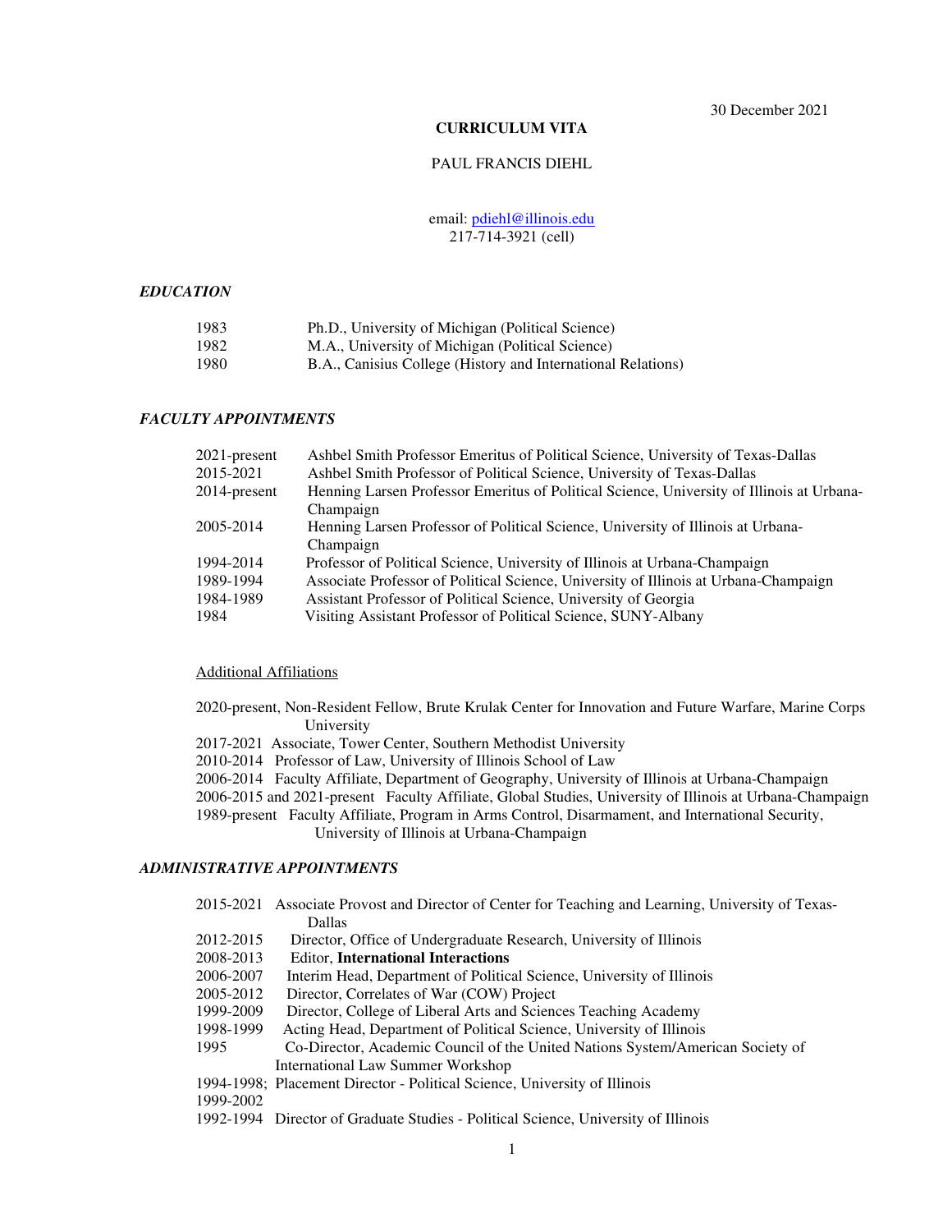30 December 2021

# CURRICULUM VITA

PAUL FRANCIS DIEHL

email: pdiehl@illinois.edu
217-714-3921 (cell)

## *EDUCATION*

| | |
|---|---|
| 1983 | Ph.D., University of Michigan (Political Science) |
| 1982 | M.A., University of Michigan (Political Science) |
| 1980 | B.A., Canisius College (History and International Relations) |

## *FACULTY APPOINTMENTS*

| | |
|---|---|
| 2021-present | Ashbel Smith Professor Emeritus of Political Science, University of Texas-Dallas |
| 2015-2021 | Ashbel Smith Professor of Political Science, University of Texas-Dallas |
| 2014-present | Henning Larsen Professor Emeritus of Political Science, University of Illinois at Urbana-Champaign |
| 2005-2014 | Henning Larsen Professor of Political Science, University of Illinois at Urbana-Champaign |
| 1994-2014 | Professor of Political Science, University of Illinois at Urbana-Champaign |
| 1989-1994 | Associate Professor of Political Science, University of Illinois at Urbana-Champaign |
| 1984-1989 | Assistant Professor of Political Science, University of Georgia |
| 1984 | Visiting Assistant Professor of Political Science, SUNY-Albany |

### Additional Affiliations

2020-present, Non-Resident Fellow, Brute Krulak Center for Innovation and Future Warfare, Marine Corps University

2017-2021 Associate, Tower Center, Southern Methodist University

2010-2014 Professor of Law, University of Illinois School of Law

2006-2014 Faculty Affiliate, Department of Geography, University of Illinois at Urbana-Champaign

2006-2015 and 2021-present Faculty Affiliate, Global Studies, University of Illinois at Urbana-Champaign

1989-present Faculty Affiliate, Program in Arms Control, Disarmament, and International Security, University of Illinois at Urbana-Champaign

## *ADMINISTRATIVE APPOINTMENTS*

| | |
|---|---|
| 2015-2021 | Associate Provost and Director of Center for Teaching and Learning, University of Texas-Dallas |
| 2012-2015 | Director, Office of Undergraduate Research, University of Illinois |
| 2008-2013 | Editor, **International Interactions** |
| 2006-2007 | Interim Head, Department of Political Science, University of Illinois |
| 2005-2012 | Director, Correlates of War (COW) Project |
| 1999-2009 | Director, College of Liberal Arts and Sciences Teaching Academy |
| 1998-1999 | Acting Head, Department of Political Science, University of Illinois |
| 1995 | Co-Director, Academic Council of the United Nations System/American Society of International Law Summer Workshop |
| 1994-1998; 1999-2002 | Placement Director - Political Science, University of Illinois |
| 1992-1994 | Director of Graduate Studies - Political Science, University of Illinois |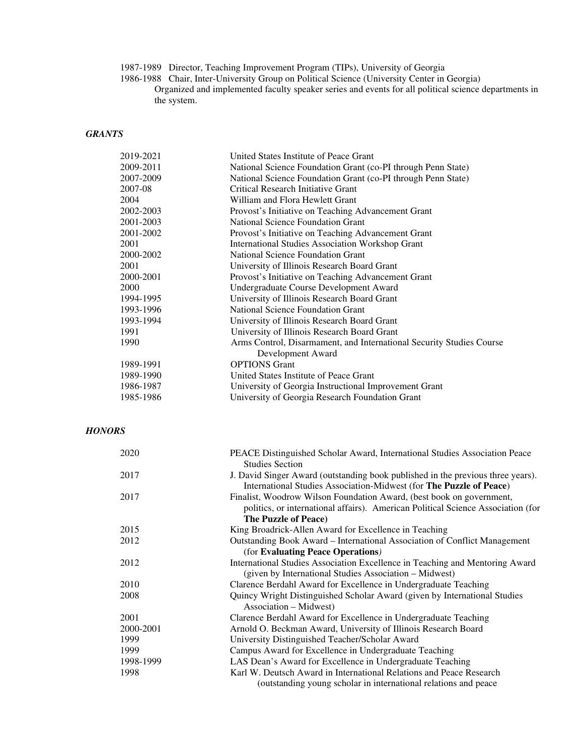1987-1989 Director, Teaching Improvement Program (TIPs), University of Georgia

1986-1988 Chair, Inter-University Group on Political Science (University Center in Georgia)
Organized and implemented faculty speaker series and events for all political science departments in the system.

### *GRANTS*

| | |
|---|---|
| 2019-2021 | United States Institute of Peace Grant |
| 2009-2011 | National Science Foundation Grant (co-PI through Penn State) |
| 2007-2009 | National Science Foundation Grant (co-PI through Penn State) |
| 2007-08 | Critical Research Initiative Grant |
| 2004 | William and Flora Hewlett Grant |
| 2002-2003 | Provost's Initiative on Teaching Advancement Grant |
| 2001-2003 | National Science Foundation Grant |
| 2001-2002 | Provost's Initiative on Teaching Advancement Grant |
| 2001 | International Studies Association Workshop Grant |
| 2000-2002 | National Science Foundation Grant |
| 2001 | University of Illinois Research Board Grant |
| 2000-2001 | Provost's Initiative on Teaching Advancement Grant |
| 2000 | Undergraduate Course Development Award |
| 1994-1995 | University of Illinois Research Board Grant |
| 1993-1996 | National Science Foundation Grant |
| 1993-1994 | University of Illinois Research Board Grant |
| 1991 | University of Illinois Research Board Grant |
| 1990 | Arms Control, Disarmament, and International Security Studies Course Development Award |
| 1989-1991 | OPTIONS Grant |
| 1989-1990 | United States Institute of Peace Grant |
| 1986-1987 | University of Georgia Instructional Improvement Grant |
| 1985-1986 | University of Georgia Research Foundation Grant |

### *HONORS*

| | |
|---|---|
| 2020 | PEACE Distinguished Scholar Award, International Studies Association Peace Studies Section |
| 2017 | J. David Singer Award (outstanding book published in the previous three years). International Studies Association-Midwest (for **The Puzzle of Peace**) |
| 2017 | Finalist, Woodrow Wilson Foundation Award, (best book on government, politics, or international affairs). American Political Science Association (for **The Puzzle of Peace)** |
| 2015 | King Broadrick-Allen Award for Excellence in Teaching |
| 2012 | Outstanding Book Award – International Association of Conflict Management (for **Evaluating Peace Operations**) |
| 2012 | International Studies Association Excellence in Teaching and Mentoring Award (given by International Studies Association – Midwest) |
| 2010 | Clarence Berdahl Award for Excellence in Undergraduate Teaching |
| 2008 | Quincy Wright Distinguished Scholar Award (given by International Studies Association – Midwest) |
| 2001 | Clarence Berdahl Award for Excellence in Undergraduate Teaching |
| 2000-2001 | Arnold O. Beckman Award, University of Illinois Research Board |
| 1999 | University Distinguished Teacher/Scholar Award |
| 1999 | Campus Award for Excellence in Undergraduate Teaching |
| 1998-1999 | LAS Dean's Award for Excellence in Undergraduate Teaching |
| 1998 | Karl W. Deutsch Award in International Relations and Peace Research (outstanding young scholar in international relations and peace |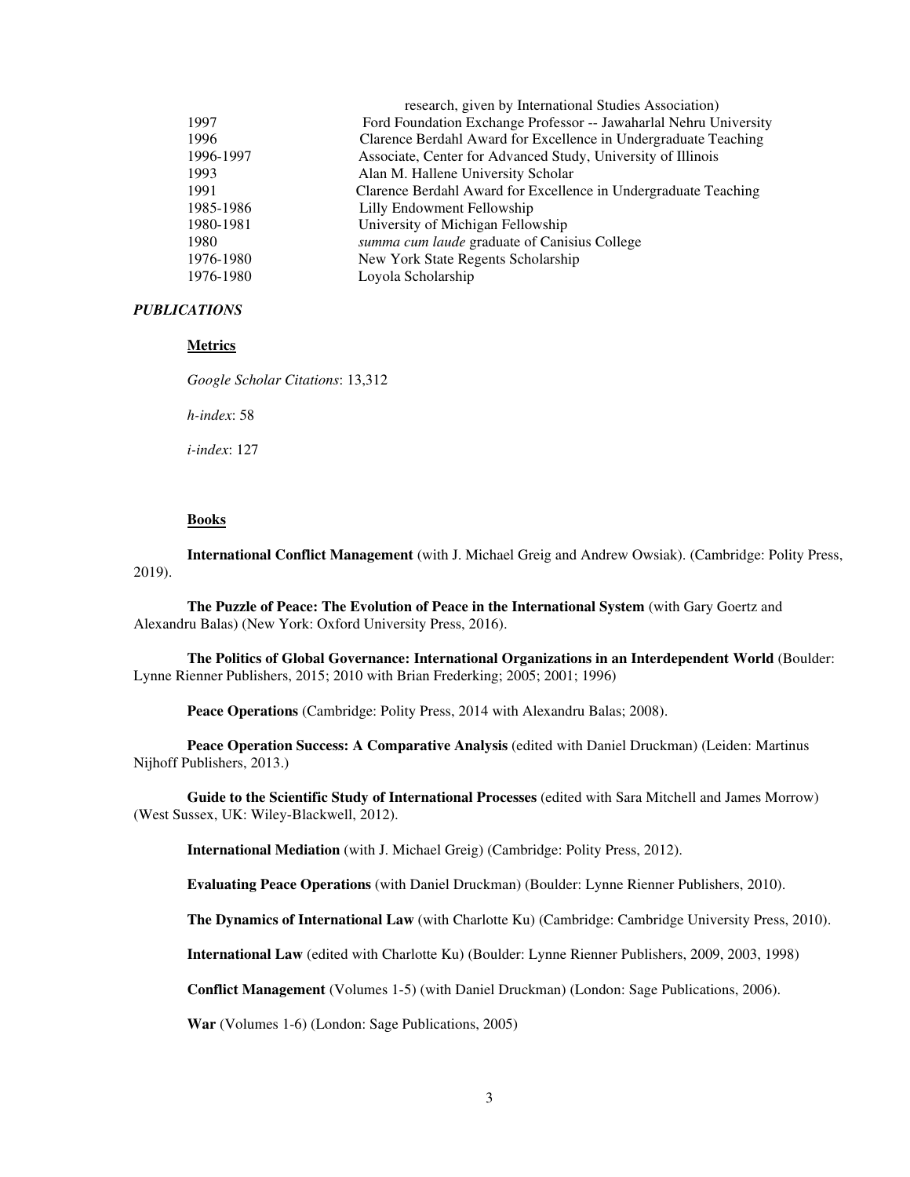| | |
|---|---|
| | research, given by International Studies Association) |
| 1997 | Ford Foundation Exchange Professor -- Jawaharlal Nehru University |
| 1996 | Clarence Berdahl Award for Excellence in Undergraduate Teaching |
| 1996-1997 | Associate, Center for Advanced Study, University of Illinois |
| 1993 | Alan M. Hallene University Scholar |
| 1991 | Clarence Berdahl Award for Excellence in Undergraduate Teaching |
| 1985-1986 | Lilly Endowment Fellowship |
| 1980-1981 | University of Michigan Fellowship |
| 1980 | *summa cum laude* graduate of Canisius College |
| 1976-1980 | New York State Regents Scholarship |
| 1976-1980 | Loyola Scholarship |

***PUBLICATIONS***

**Metrics**

*Google Scholar Citations*: 13,312

*h-index*: 58

*i-index*: 127

**Books**

**International Conflict Management** (with J. Michael Greig and Andrew Owsiak). (Cambridge: Polity Press, 2019).

**The Puzzle of Peace: The Evolution of Peace in the International System** (with Gary Goertz and Alexandru Balas) (New York: Oxford University Press, 2016).

**The Politics of Global Governance: International Organizations in an Interdependent World** (Boulder: Lynne Rienner Publishers, 2015; 2010 with Brian Frederking; 2005; 2001; 1996)

**Peace Operations** (Cambridge: Polity Press, 2014 with Alexandru Balas; 2008).

**Peace Operation Success: A Comparative Analysis** (edited with Daniel Druckman) (Leiden: Martinus Nijhoff Publishers, 2013.)

**Guide to the Scientific Study of International Processes** (edited with Sara Mitchell and James Morrow) (West Sussex, UK: Wiley-Blackwell, 2012).

**International Mediation** (with J. Michael Greig) (Cambridge: Polity Press, 2012).

**Evaluating Peace Operations** (with Daniel Druckman) (Boulder: Lynne Rienner Publishers, 2010).

**The Dynamics of International Law** (with Charlotte Ku) (Cambridge: Cambridge University Press, 2010).

**International Law** (edited with Charlotte Ku) (Boulder: Lynne Rienner Publishers, 2009, 2003, 1998)

**Conflict Management** (Volumes 1-5) (with Daniel Druckman) (London: Sage Publications, 2006).

**War** (Volumes 1-6) (London: Sage Publications, 2005)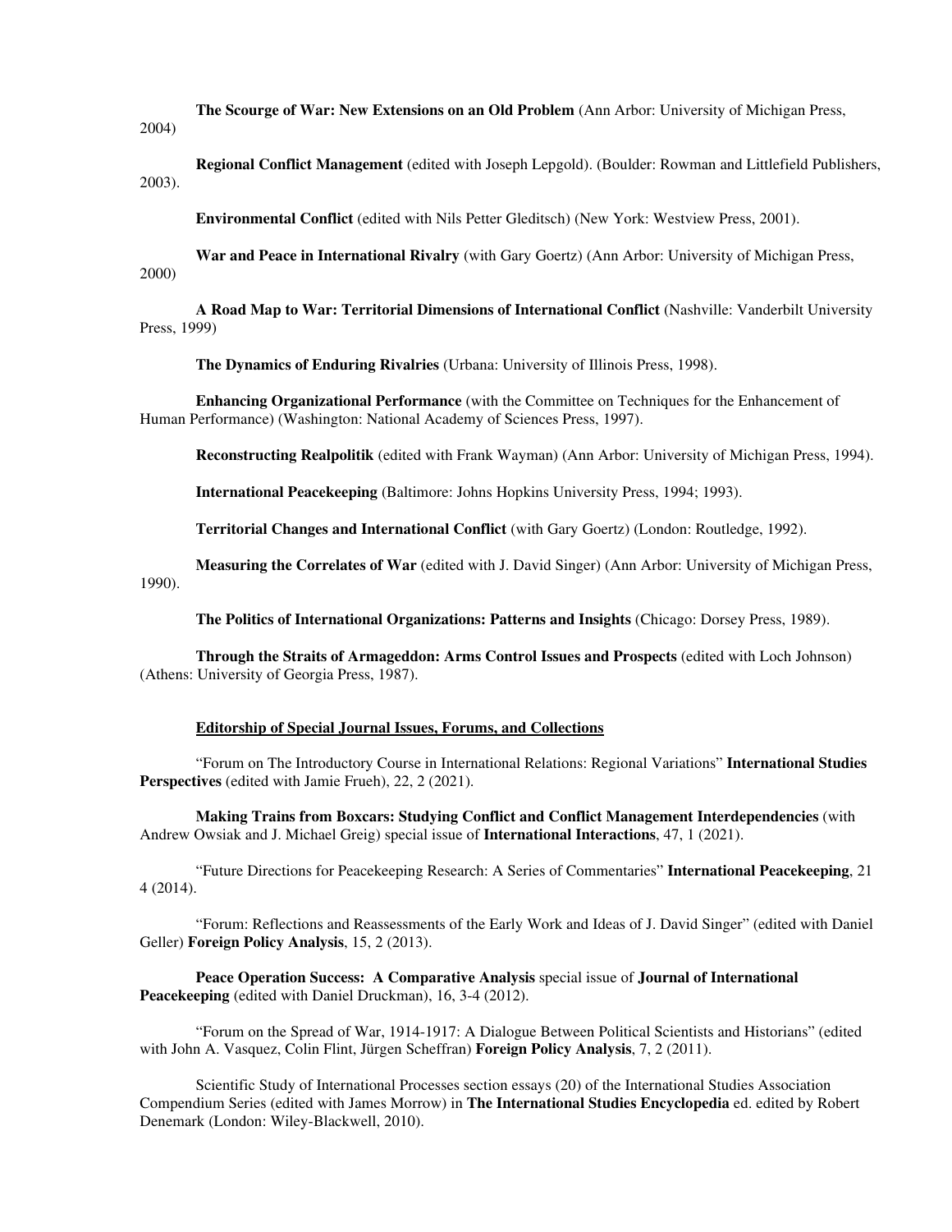**The Scourge of War: New Extensions on an Old Problem** (Ann Arbor: University of Michigan Press, 2004)

**Regional Conflict Management** (edited with Joseph Lepgold). (Boulder: Rowman and Littlefield Publishers, 2003).

**Environmental Conflict** (edited with Nils Petter Gleditsch) (New York: Westview Press, 2001).

**War and Peace in International Rivalry** (with Gary Goertz) (Ann Arbor: University of Michigan Press, 2000)

**A Road Map to War: Territorial Dimensions of International Conflict** (Nashville: Vanderbilt University Press, 1999)

**The Dynamics of Enduring Rivalries** (Urbana: University of Illinois Press, 1998).

**Enhancing Organizational Performance** (with the Committee on Techniques for the Enhancement of Human Performance) (Washington: National Academy of Sciences Press, 1997).

**Reconstructing Realpolitik** (edited with Frank Wayman) (Ann Arbor: University of Michigan Press, 1994).

**International Peacekeeping** (Baltimore: Johns Hopkins University Press, 1994; 1993).

**Territorial Changes and International Conflict** (with Gary Goertz) (London: Routledge, 1992).

**Measuring the Correlates of War** (edited with J. David Singer) (Ann Arbor: University of Michigan Press, 1990).

**The Politics of International Organizations: Patterns and Insights** (Chicago: Dorsey Press, 1989).

**Through the Straits of Armageddon: Arms Control Issues and Prospects** (edited with Loch Johnson) (Athens: University of Georgia Press, 1987).

**<u>Editorship of Special Journal Issues, Forums, and Collections</u>**

"Forum on The Introductory Course in International Relations: Regional Variations" **International Studies Perspectives** (edited with Jamie Frueh), 22, 2 (2021).

**Making Trains from Boxcars: Studying Conflict and Conflict Management Interdependencies** (with Andrew Owsiak and J. Michael Greig) special issue of **International Interactions**, 47, 1 (2021).

"Future Directions for Peacekeeping Research: A Series of Commentaries" **International Peacekeeping**, 21 4 (2014).

"Forum: Reflections and Reassessments of the Early Work and Ideas of J. David Singer" (edited with Daniel Geller) **Foreign Policy Analysis**, 15, 2 (2013).

**Peace Operation Success: A Comparative Analysis** special issue of **Journal of International Peacekeeping** (edited with Daniel Druckman), 16, 3-4 (2012).

"Forum on the Spread of War, 1914-1917: A Dialogue Between Political Scientists and Historians" (edited with John A. Vasquez, Colin Flint, Jürgen Scheffran) **Foreign Policy Analysis**, 7, 2 (2011).

Scientific Study of International Processes section essays (20) of the International Studies Association Compendium Series (edited with James Morrow) in **The International Studies Encyclopedia** ed. edited by Robert Denemark (London: Wiley-Blackwell, 2010).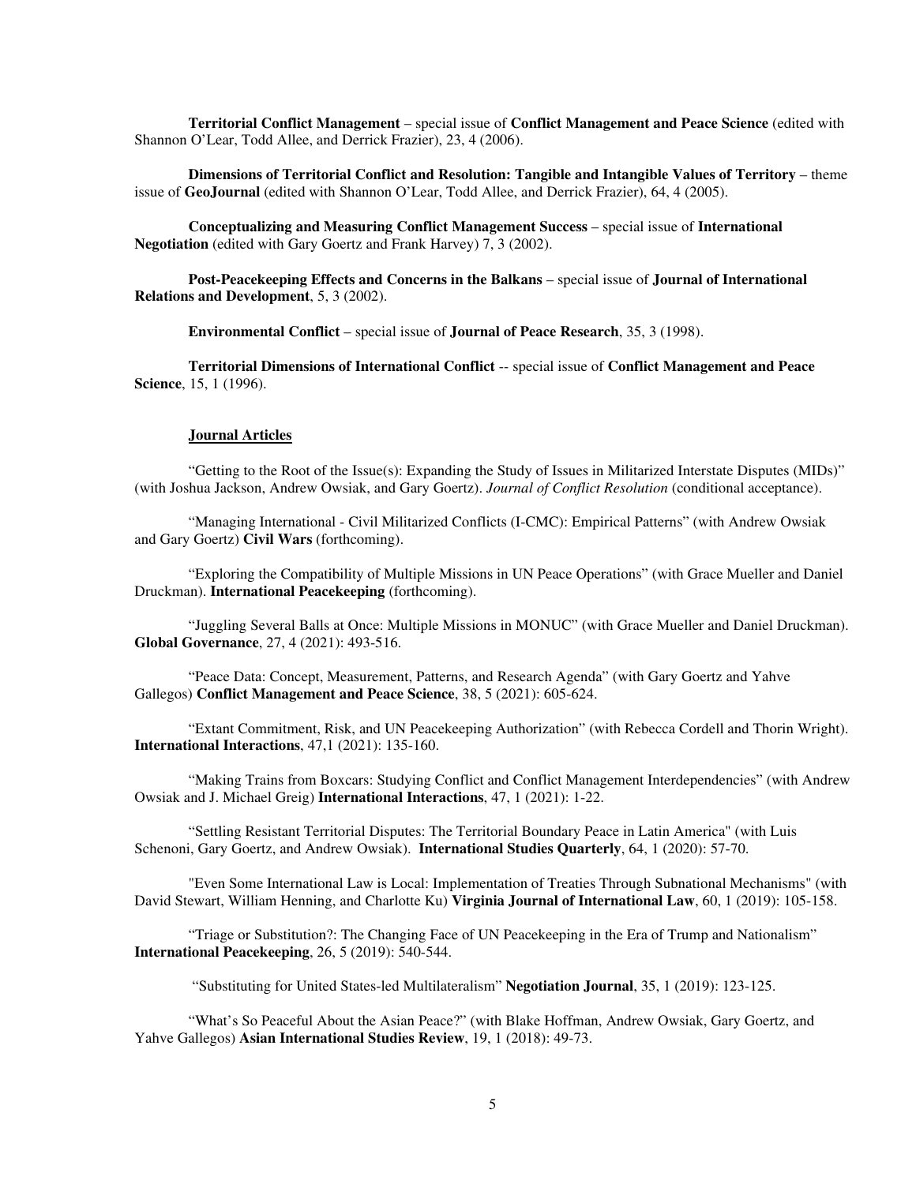**Territorial Conflict Management** – special issue of **Conflict Management and Peace Science** (edited with Shannon O'Lear, Todd Allee, and Derrick Frazier), 23, 4 (2006).

**Dimensions of Territorial Conflict and Resolution: Tangible and Intangible Values of Territory** – theme issue of **GeoJournal** (edited with Shannon O'Lear, Todd Allee, and Derrick Frazier), 64, 4 (2005).

**Conceptualizing and Measuring Conflict Management Success** – special issue of **International Negotiation** (edited with Gary Goertz and Frank Harvey) 7, 3 (2002).

**Post-Peacekeeping Effects and Concerns in the Balkans** – special issue of **Journal of International Relations and Development**, 5, 3 (2002).

**Environmental Conflict** – special issue of **Journal of Peace Research**, 35, 3 (1998).

**Territorial Dimensions of International Conflict** -- special issue of **Conflict Management and Peace Science**, 15, 1 (1996).

## Journal Articles

"Getting to the Root of the Issue(s): Expanding the Study of Issues in Militarized Interstate Disputes (MIDs)" (with Joshua Jackson, Andrew Owsiak, and Gary Goertz). *Journal of Conflict Resolution* (conditional acceptance).

"Managing International - Civil Militarized Conflicts (I-CMC): Empirical Patterns" (with Andrew Owsiak and Gary Goertz) **Civil Wars** (forthcoming).

"Exploring the Compatibility of Multiple Missions in UN Peace Operations" (with Grace Mueller and Daniel Druckman). **International Peacekeeping** (forthcoming).

"Juggling Several Balls at Once: Multiple Missions in MONUC" (with Grace Mueller and Daniel Druckman). **Global Governance**, 27, 4 (2021): 493-516.

"Peace Data: Concept, Measurement, Patterns, and Research Agenda" (with Gary Goertz and Yahve Gallegos) **Conflict Management and Peace Science**, 38, 5 (2021): 605-624.

"Extant Commitment, Risk, and UN Peacekeeping Authorization" (with Rebecca Cordell and Thorin Wright). **International Interactions**, 47,1 (2021): 135-160.

"Making Trains from Boxcars: Studying Conflict and Conflict Management Interdependencies" (with Andrew Owsiak and J. Michael Greig) **International Interactions**, 47, 1 (2021): 1-22.

"Settling Resistant Territorial Disputes: The Territorial Boundary Peace in Latin America" (with Luis Schenoni, Gary Goertz, and Andrew Owsiak). **International Studies Quarterly**, 64, 1 (2020): 57-70.

"Even Some International Law is Local: Implementation of Treaties Through Subnational Mechanisms" (with David Stewart, William Henning, and Charlotte Ku) **Virginia Journal of International Law**, 60, 1 (2019): 105-158.

"Triage or Substitution?: The Changing Face of UN Peacekeeping in the Era of Trump and Nationalism" **International Peacekeeping**, 26, 5 (2019): 540-544.

"Substituting for United States-led Multilateralism" **Negotiation Journal**, 35, 1 (2019): 123-125.

"What's So Peaceful About the Asian Peace?" (with Blake Hoffman, Andrew Owsiak, Gary Goertz, and Yahve Gallegos) **Asian International Studies Review**, 19, 1 (2018): 49-73.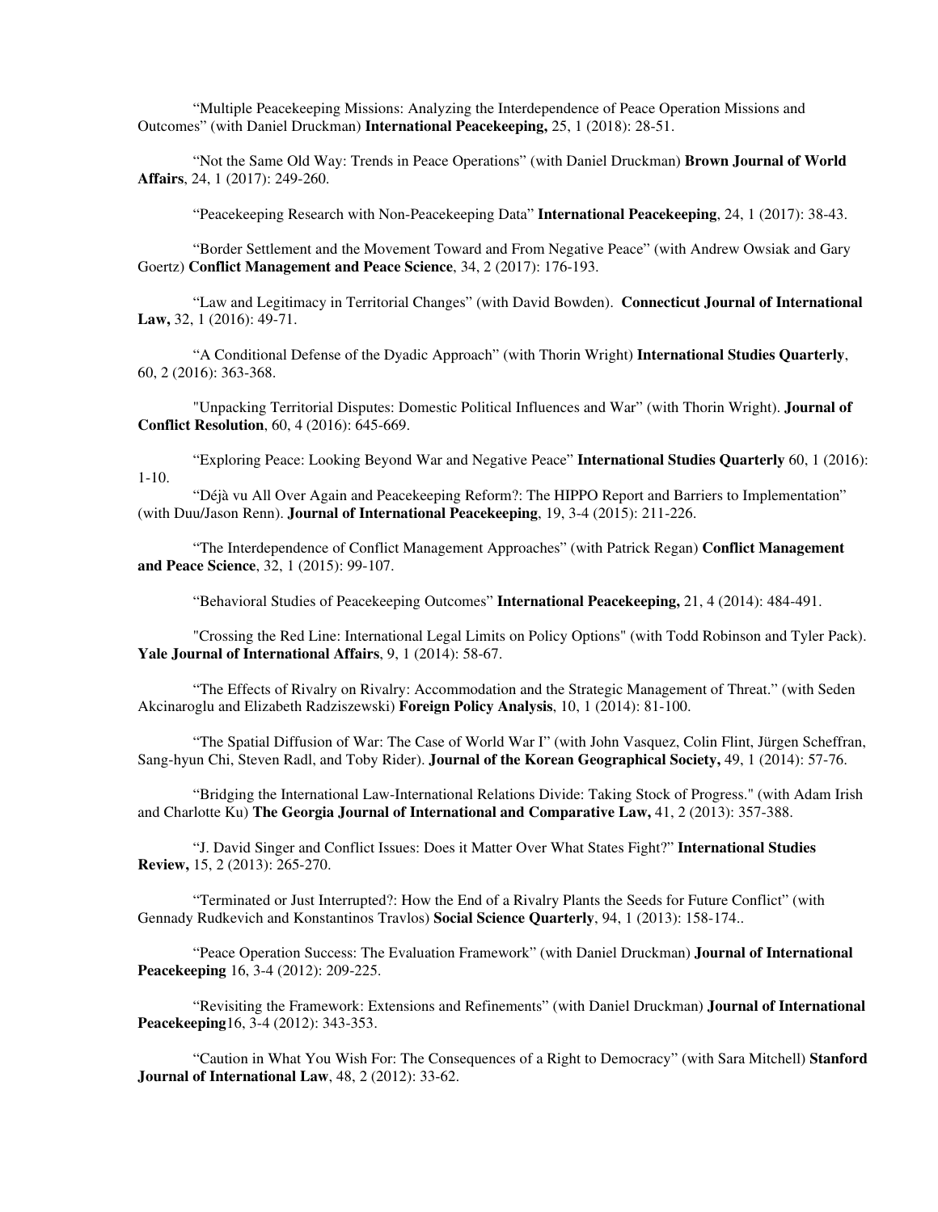"Multiple Peacekeeping Missions: Analyzing the Interdependence of Peace Operation Missions and Outcomes" (with Daniel Druckman) **International Peacekeeping,** 25, 1 (2018): 28-51.

"Not the Same Old Way: Trends in Peace Operations" (with Daniel Druckman) **Brown Journal of World Affairs**, 24, 1 (2017): 249-260.

"Peacekeeping Research with Non-Peacekeeping Data" **International Peacekeeping**, 24, 1 (2017): 38-43.

"Border Settlement and the Movement Toward and From Negative Peace" (with Andrew Owsiak and Gary Goertz) **Conflict Management and Peace Science**, 34, 2 (2017): 176-193.

"Law and Legitimacy in Territorial Changes" (with David Bowden). **Connecticut Journal of International Law,** 32, 1 (2016): 49-71.

"A Conditional Defense of the Dyadic Approach" (with Thorin Wright) **International Studies Quarterly**, 60, 2 (2016): 363-368.

"Unpacking Territorial Disputes: Domestic Political Influences and War" (with Thorin Wright). **Journal of Conflict Resolution**, 60, 4 (2016): 645-669.

"Exploring Peace: Looking Beyond War and Negative Peace" **International Studies Quarterly** 60, 1 (2016): 1-10.

"Déjà vu All Over Again and Peacekeeping Reform?: The HIPPO Report and Barriers to Implementation" (with Duu/Jason Renn). **Journal of International Peacekeeping**, 19, 3-4 (2015): 211-226.

"The Interdependence of Conflict Management Approaches" (with Patrick Regan) **Conflict Management and Peace Science**, 32, 1 (2015): 99-107.

"Behavioral Studies of Peacekeeping Outcomes" **International Peacekeeping,** 21, 4 (2014): 484-491.

"Crossing the Red Line: International Legal Limits on Policy Options" (with Todd Robinson and Tyler Pack). **Yale Journal of International Affairs**, 9, 1 (2014): 58-67.

"The Effects of Rivalry on Rivalry: Accommodation and the Strategic Management of Threat." (with Seden Akcinaroglu and Elizabeth Radziszewski) **Foreign Policy Analysis**, 10, 1 (2014): 81-100.

"The Spatial Diffusion of War: The Case of World War I" (with John Vasquez, Colin Flint, Jürgen Scheffran, Sang-hyun Chi, Steven Radl, and Toby Rider). **Journal of the Korean Geographical Society,** 49, 1 (2014): 57-76.

"Bridging the International Law-International Relations Divide: Taking Stock of Progress." (with Adam Irish and Charlotte Ku) **The Georgia Journal of International and Comparative Law,** 41, 2 (2013): 357-388.

"J. David Singer and Conflict Issues: Does it Matter Over What States Fight?" **International Studies Review,** 15, 2 (2013): 265-270.

"Terminated or Just Interrupted?: How the End of a Rivalry Plants the Seeds for Future Conflict" (with Gennady Rudkevich and Konstantinos Travlos) **Social Science Quarterly**, 94, 1 (2013): 158-174..

"Peace Operation Success: The Evaluation Framework" (with Daniel Druckman) **Journal of International Peacekeeping** 16, 3-4 (2012): 209-225.

"Revisiting the Framework: Extensions and Refinements" (with Daniel Druckman) **Journal of International Peacekeeping**16, 3-4 (2012): 343-353.

"Caution in What You Wish For: The Consequences of a Right to Democracy" (with Sara Mitchell) **Stanford Journal of International Law**, 48, 2 (2012): 33-62.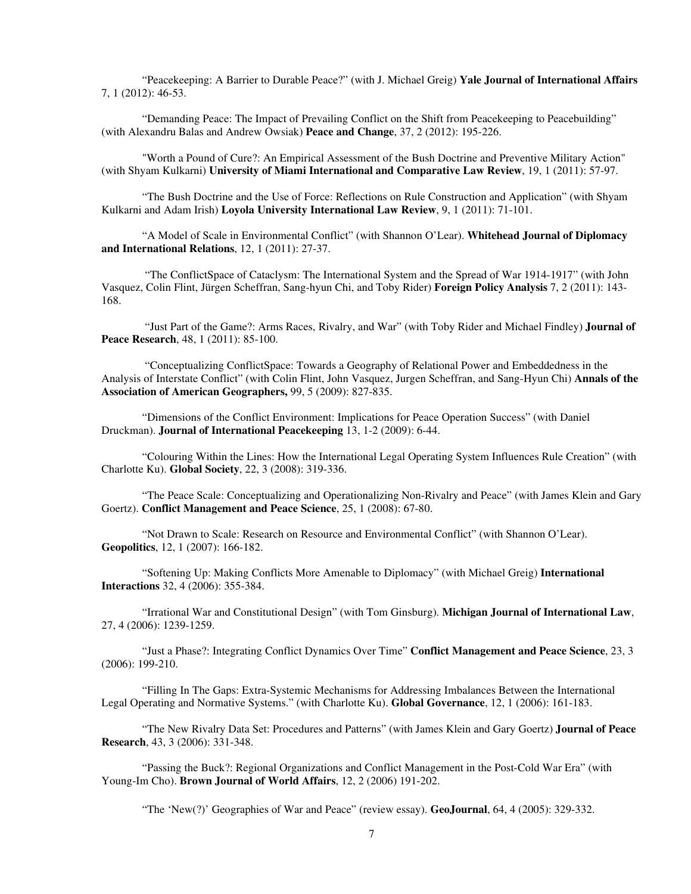"Peacekeeping: A Barrier to Durable Peace?" (with J. Michael Greig) **Yale Journal of International Affairs** 7, 1 (2012): 46-53.

"Demanding Peace: The Impact of Prevailing Conflict on the Shift from Peacekeeping to Peacebuilding" (with Alexandru Balas and Andrew Owsiak) **Peace and Change**, 37, 2 (2012): 195-226.

"Worth a Pound of Cure?: An Empirical Assessment of the Bush Doctrine and Preventive Military Action" (with Shyam Kulkarni) **University of Miami International and Comparative Law Review**, 19, 1 (2011): 57-97.

"The Bush Doctrine and the Use of Force: Reflections on Rule Construction and Application" (with Shyam Kulkarni and Adam Irish) **Loyola University International Law Review**, 9, 1 (2011): 71-101.

"A Model of Scale in Environmental Conflict" (with Shannon O'Lear). **Whitehead Journal of Diplomacy and International Relations**, 12, 1 (2011): 27-37.

"The ConflictSpace of Cataclysm: The International System and the Spread of War 1914-1917" (with John Vasquez, Colin Flint, Jürgen Scheffran, Sang-hyun Chi, and Toby Rider) **Foreign Policy Analysis** 7, 2 (2011): 143-168.

"Just Part of the Game?: Arms Races, Rivalry, and War" (with Toby Rider and Michael Findley) **Journal of Peace Research**, 48, 1 (2011): 85-100.

"Conceptualizing ConflictSpace: Towards a Geography of Relational Power and Embeddedness in the Analysis of Interstate Conflict" (with Colin Flint, John Vasquez, Jurgen Scheffran, and Sang-Hyun Chi) **Annals of the Association of American Geographers,** 99, 5 (2009): 827-835.

"Dimensions of the Conflict Environment: Implications for Peace Operation Success" (with Daniel Druckman). **Journal of International Peacekeeping** 13, 1-2 (2009): 6-44.

"Colouring Within the Lines: How the International Legal Operating System Influences Rule Creation" (with Charlotte Ku). **Global Society**, 22, 3 (2008): 319-336.

"The Peace Scale: Conceptualizing and Operationalizing Non-Rivalry and Peace" (with James Klein and Gary Goertz). **Conflict Management and Peace Science**, 25, 1 (2008): 67-80.

"Not Drawn to Scale: Research on Resource and Environmental Conflict" (with Shannon O'Lear). **Geopolitics**, 12, 1 (2007): 166-182.

"Softening Up: Making Conflicts More Amenable to Diplomacy" (with Michael Greig) **International Interactions** 32, 4 (2006): 355-384.

"Irrational War and Constitutional Design" (with Tom Ginsburg). **Michigan Journal of International Law**, 27, 4 (2006): 1239-1259.

"Just a Phase?: Integrating Conflict Dynamics Over Time" **Conflict Management and Peace Science**, 23, 3 (2006): 199-210.

"Filling In The Gaps: Extra-Systemic Mechanisms for Addressing Imbalances Between the International Legal Operating and Normative Systems." (with Charlotte Ku). **Global Governance**, 12, 1 (2006): 161-183.

"The New Rivalry Data Set: Procedures and Patterns" (with James Klein and Gary Goertz) **Journal of Peace Research**, 43, 3 (2006): 331-348.

"Passing the Buck?: Regional Organizations and Conflict Management in the Post-Cold War Era" (with Young-Im Cho). **Brown Journal of World Affairs**, 12, 2 (2006) 191-202.

"The 'New(?)' Geographies of War and Peace" (review essay). **GeoJournal**, 64, 4 (2005): 329-332.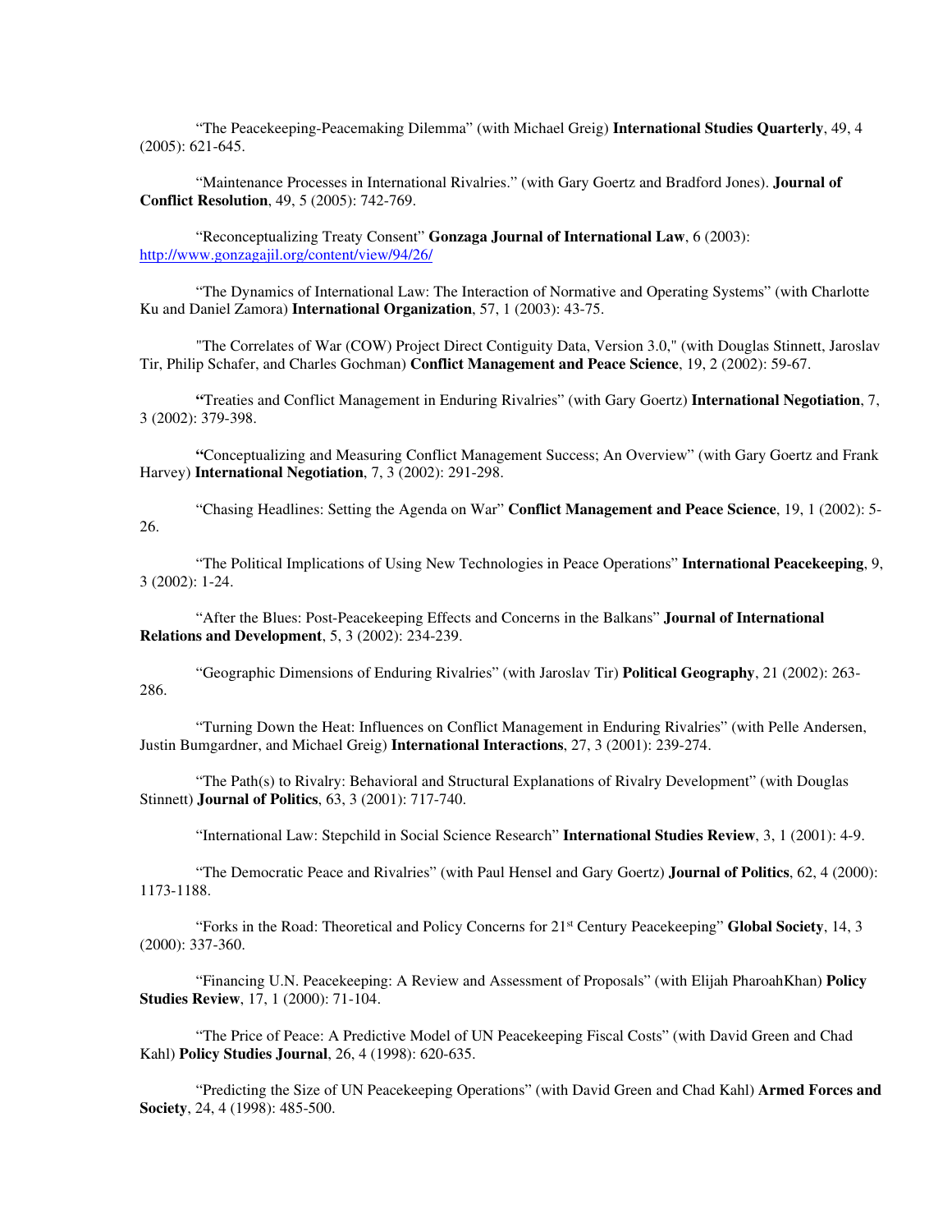"The Peacekeeping-Peacemaking Dilemma" (with Michael Greig) **International Studies Quarterly**, 49, 4 (2005): 621-645.

"Maintenance Processes in International Rivalries." (with Gary Goertz and Bradford Jones). **Journal of Conflict Resolution**, 49, 5 (2005): 742-769.

"Reconceptualizing Treaty Consent" **Gonzaga Journal of International Law**, 6 (2003): http://www.gonzagajil.org/content/view/94/26/

"The Dynamics of International Law: The Interaction of Normative and Operating Systems" (with Charlotte Ku and Daniel Zamora) **International Organization**, 57, 1 (2003): 43-75.

"The Correlates of War (COW) Project Direct Contiguity Data, Version 3.0," (with Douglas Stinnett, Jaroslav Tir, Philip Schafer, and Charles Gochman) **Conflict Management and Peace Science**, 19, 2 (2002): 59-67.

**"**Treaties and Conflict Management in Enduring Rivalries" (with Gary Goertz) **International Negotiation**, 7, 3 (2002): 379-398.

**"**Conceptualizing and Measuring Conflict Management Success; An Overview" (with Gary Goertz and Frank Harvey) **International Negotiation**, 7, 3 (2002): 291-298.

"Chasing Headlines: Setting the Agenda on War" **Conflict Management and Peace Science**, 19, 1 (2002): 5-26.

"The Political Implications of Using New Technologies in Peace Operations" **International Peacekeeping**, 9, 3 (2002): 1-24.

"After the Blues: Post-Peacekeeping Effects and Concerns in the Balkans" **Journal of International Relations and Development**, 5, 3 (2002): 234-239.

"Geographic Dimensions of Enduring Rivalries" (with Jaroslav Tir) **Political Geography**, 21 (2002): 263-286.

"Turning Down the Heat: Influences on Conflict Management in Enduring Rivalries" (with Pelle Andersen, Justin Bumgardner, and Michael Greig) **International Interactions**, 27, 3 (2001): 239-274.

"The Path(s) to Rivalry: Behavioral and Structural Explanations of Rivalry Development" (with Douglas Stinnett) **Journal of Politics**, 63, 3 (2001): 717-740.

"International Law: Stepchild in Social Science Research" **International Studies Review**, 3, 1 (2001): 4-9.

"The Democratic Peace and Rivalries" (with Paul Hensel and Gary Goertz) **Journal of Politics**, 62, 4 (2000): 1173-1188.

"Forks in the Road: Theoretical and Policy Concerns for 21st Century Peacekeeping" **Global Society**, 14, 3 (2000): 337-360.

"Financing U.N. Peacekeeping: A Review and Assessment of Proposals" (with Elijah PharoahKhan) **Policy Studies Review**, 17, 1 (2000): 71-104.

"The Price of Peace: A Predictive Model of UN Peacekeeping Fiscal Costs" (with David Green and Chad Kahl) **Policy Studies Journal**, 26, 4 (1998): 620-635.

"Predicting the Size of UN Peacekeeping Operations" (with David Green and Chad Kahl) **Armed Forces and Society**, 24, 4 (1998): 485-500.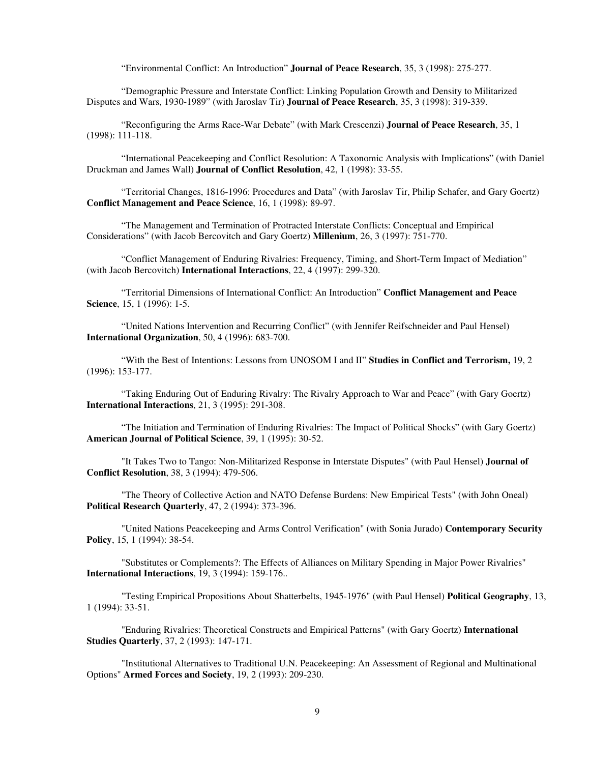"Environmental Conflict: An Introduction" **Journal of Peace Research**, 35, 3 (1998): 275-277.

"Demographic Pressure and Interstate Conflict: Linking Population Growth and Density to Militarized Disputes and Wars, 1930-1989" (with Jaroslav Tir) **Journal of Peace Research**, 35, 3 (1998): 319-339.

"Reconfiguring the Arms Race-War Debate" (with Mark Crescenzi) **Journal of Peace Research**, 35, 1 (1998): 111-118.

"International Peacekeeping and Conflict Resolution: A Taxonomic Analysis with Implications" (with Daniel Druckman and James Wall) **Journal of Conflict Resolution**, 42, 1 (1998): 33-55.

"Territorial Changes, 1816-1996: Procedures and Data" (with Jaroslav Tir, Philip Schafer, and Gary Goertz) **Conflict Management and Peace Science**, 16, 1 (1998): 89-97.

"The Management and Termination of Protracted Interstate Conflicts: Conceptual and Empirical Considerations" (with Jacob Bercovitch and Gary Goertz) **Millenium**, 26, 3 (1997): 751-770.

"Conflict Management of Enduring Rivalries: Frequency, Timing, and Short-Term Impact of Mediation" (with Jacob Bercovitch) **International Interactions**, 22, 4 (1997): 299-320.

"Territorial Dimensions of International Conflict: An Introduction" **Conflict Management and Peace Science**, 15, 1 (1996): 1-5.

"United Nations Intervention and Recurring Conflict" (with Jennifer Reifschneider and Paul Hensel) **International Organization**, 50, 4 (1996): 683-700.

"With the Best of Intentions: Lessons from UNOSOM I and II" **Studies in Conflict and Terrorism,** 19, 2 (1996): 153-177.

"Taking Enduring Out of Enduring Rivalry: The Rivalry Approach to War and Peace" (with Gary Goertz) **International Interactions**, 21, 3 (1995): 291-308.

"The Initiation and Termination of Enduring Rivalries: The Impact of Political Shocks" (with Gary Goertz) **American Journal of Political Science**, 39, 1 (1995): 30-52.

"It Takes Two to Tango: Non-Militarized Response in Interstate Disputes" (with Paul Hensel) **Journal of Conflict Resolution**, 38, 3 (1994): 479-506.

"The Theory of Collective Action and NATO Defense Burdens: New Empirical Tests" (with John Oneal) **Political Research Quarterly**, 47, 2 (1994): 373-396.

"United Nations Peacekeeping and Arms Control Verification" (with Sonia Jurado) **Contemporary Security Policy**, 15, 1 (1994): 38-54.

"Substitutes or Complements?: The Effects of Alliances on Military Spending in Major Power Rivalries" **International Interactions**, 19, 3 (1994): 159-176..

"Testing Empirical Propositions About Shatterbelts, 1945-1976" (with Paul Hensel) **Political Geography**, 13, 1 (1994): 33-51.

"Enduring Rivalries: Theoretical Constructs and Empirical Patterns" (with Gary Goertz) **International Studies Quarterly**, 37, 2 (1993): 147-171.

"Institutional Alternatives to Traditional U.N. Peacekeeping: An Assessment of Regional and Multinational Options" **Armed Forces and Society**, 19, 2 (1993): 209-230.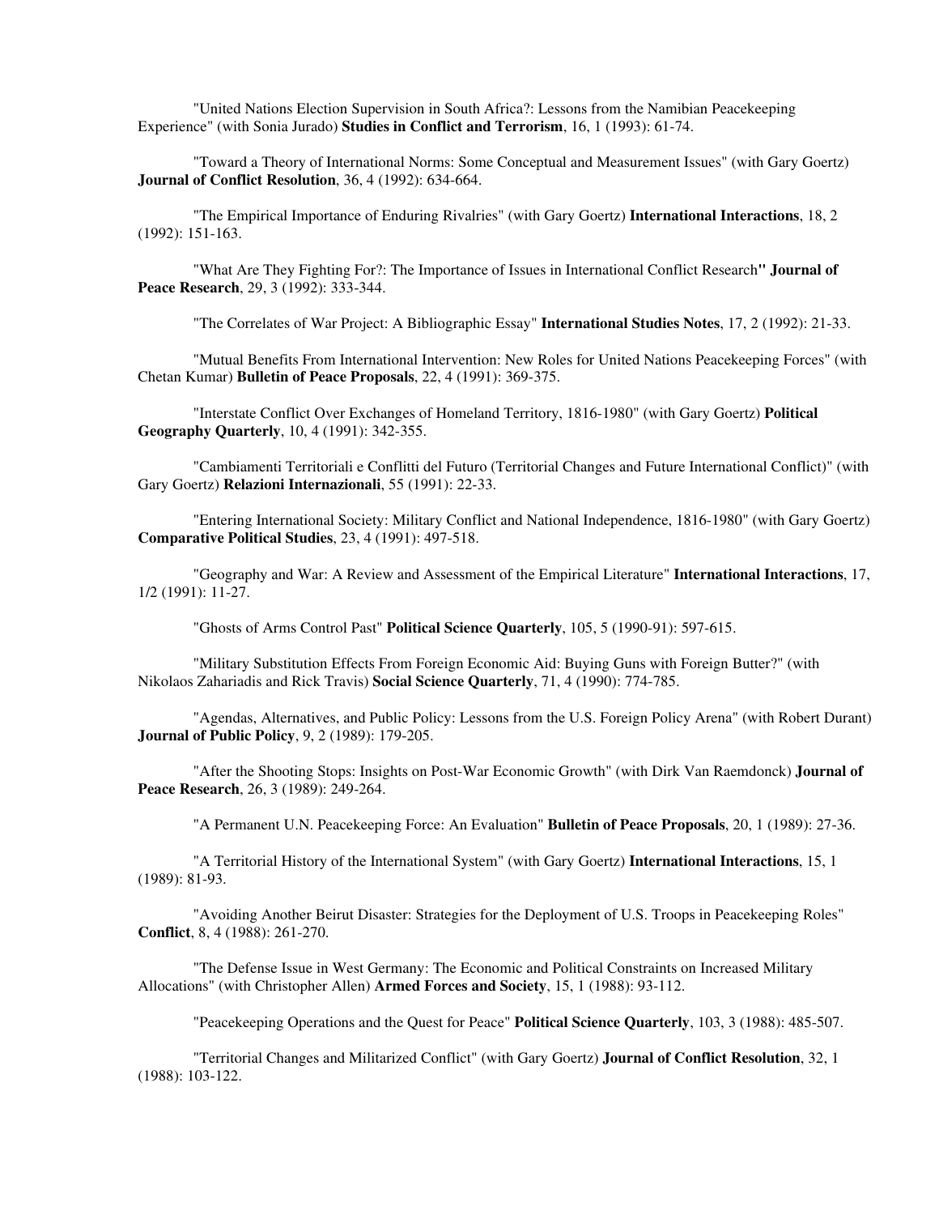"United Nations Election Supervision in South Africa?: Lessons from the Namibian Peacekeeping Experience" (with Sonia Jurado) **Studies in Conflict and Terrorism**, 16, 1 (1993): 61-74.

"Toward a Theory of International Norms: Some Conceptual and Measurement Issues" (with Gary Goertz) **Journal of Conflict Resolution**, 36, 4 (1992): 634-664.

"The Empirical Importance of Enduring Rivalries" (with Gary Goertz) **International Interactions**, 18, 2 (1992): 151-163.

"What Are They Fighting For?: The Importance of Issues in International Conflict Research**" Journal of Peace Research**, 29, 3 (1992): 333-344.

"The Correlates of War Project: A Bibliographic Essay" **International Studies Notes**, 17, 2 (1992): 21-33.

"Mutual Benefits From International Intervention: New Roles for United Nations Peacekeeping Forces" (with Chetan Kumar) **Bulletin of Peace Proposals**, 22, 4 (1991): 369-375.

"Interstate Conflict Over Exchanges of Homeland Territory, 1816-1980" (with Gary Goertz) **Political Geography Quarterly**, 10, 4 (1991): 342-355.

"Cambiamenti Territoriali e Conflitti del Futuro (Territorial Changes and Future International Conflict)" (with Gary Goertz) **Relazioni Internazionali**, 55 (1991): 22-33.

"Entering International Society: Military Conflict and National Independence, 1816-1980" (with Gary Goertz) **Comparative Political Studies**, 23, 4 (1991): 497-518.

"Geography and War: A Review and Assessment of the Empirical Literature" **International Interactions**, 17, 1/2 (1991): 11-27.

"Ghosts of Arms Control Past" **Political Science Quarterly**, 105, 5 (1990-91): 597-615.

"Military Substitution Effects From Foreign Economic Aid: Buying Guns with Foreign Butter?" (with Nikolaos Zahariadis and Rick Travis) **Social Science Quarterly**, 71, 4 (1990): 774-785.

"Agendas, Alternatives, and Public Policy: Lessons from the U.S. Foreign Policy Arena" (with Robert Durant) **Journal of Public Policy**, 9, 2 (1989): 179-205.

"After the Shooting Stops: Insights on Post-War Economic Growth" (with Dirk Van Raemdonck) **Journal of Peace Research**, 26, 3 (1989): 249-264.

"A Permanent U.N. Peacekeeping Force: An Evaluation" **Bulletin of Peace Proposals**, 20, 1 (1989): 27-36.

"A Territorial History of the International System" (with Gary Goertz) **International Interactions**, 15, 1 (1989): 81-93.

"Avoiding Another Beirut Disaster: Strategies for the Deployment of U.S. Troops in Peacekeeping Roles" **Conflict**, 8, 4 (1988): 261-270.

"The Defense Issue in West Germany: The Economic and Political Constraints on Increased Military Allocations" (with Christopher Allen) **Armed Forces and Society**, 15, 1 (1988): 93-112.

"Peacekeeping Operations and the Quest for Peace" **Political Science Quarterly**, 103, 3 (1988): 485-507.

"Territorial Changes and Militarized Conflict" (with Gary Goertz) **Journal of Conflict Resolution**, 32, 1 (1988): 103-122.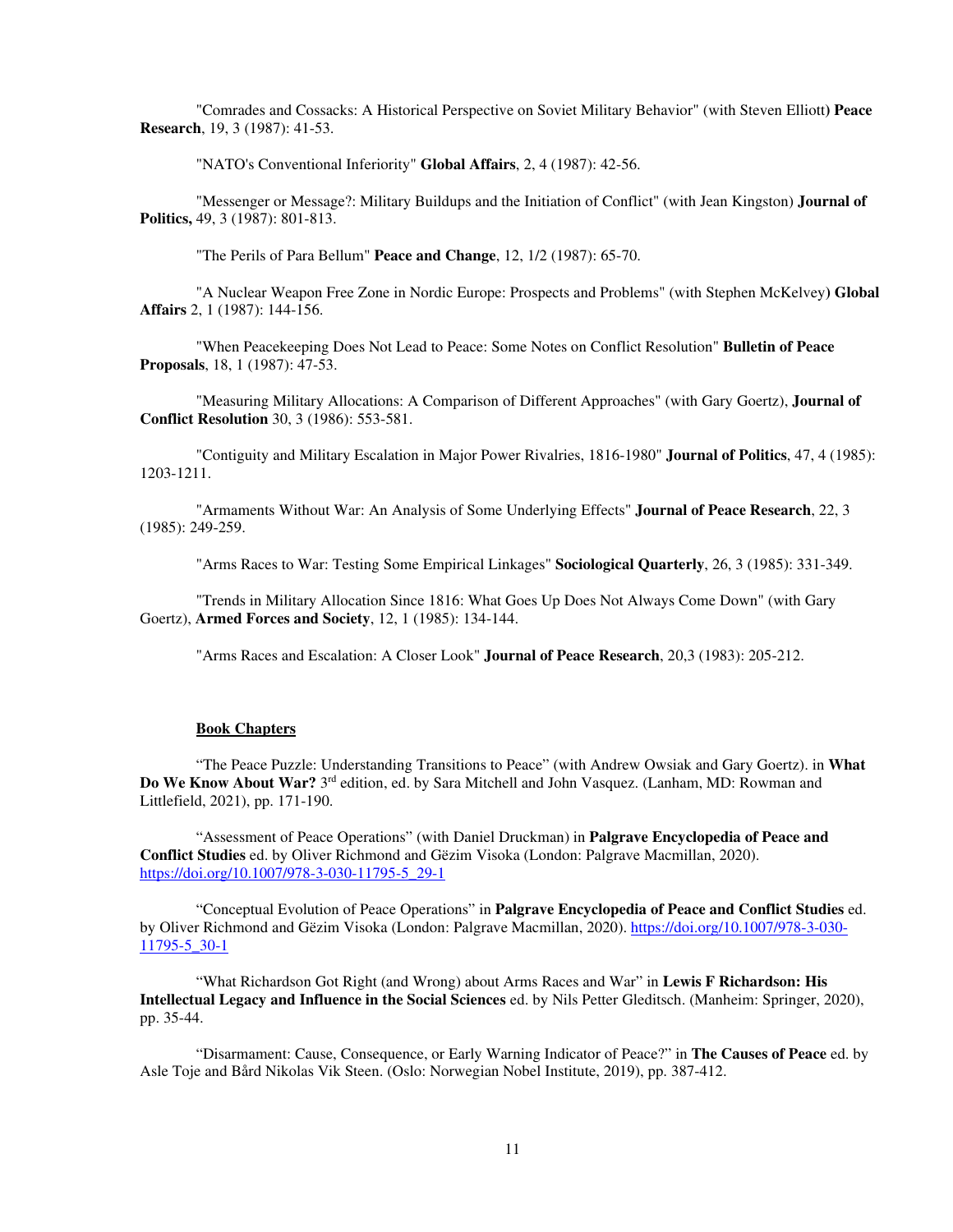"Comrades and Cossacks: A Historical Perspective on Soviet Military Behavior" (with Steven Elliott) **Peace Research**, 19, 3 (1987): 41-53.

"NATO's Conventional Inferiority" **Global Affairs**, 2, 4 (1987): 42-56.

"Messenger or Message?: Military Buildups and the Initiation of Conflict" (with Jean Kingston) **Journal of Politics,** 49, 3 (1987): 801-813.

"The Perils of Para Bellum" **Peace and Change**, 12, 1/2 (1987): 65-70.

"A Nuclear Weapon Free Zone in Nordic Europe: Prospects and Problems" (with Stephen McKelvey) **Global Affairs** 2, 1 (1987): 144-156.

"When Peacekeeping Does Not Lead to Peace: Some Notes on Conflict Resolution" **Bulletin of Peace Proposals**, 18, 1 (1987): 47-53.

"Measuring Military Allocations: A Comparison of Different Approaches" (with Gary Goertz), **Journal of Conflict Resolution** 30, 3 (1986): 553-581.

"Contiguity and Military Escalation in Major Power Rivalries, 1816-1980" **Journal of Politics**, 47, 4 (1985): 1203-1211.

"Armaments Without War: An Analysis of Some Underlying Effects" **Journal of Peace Research**, 22, 3 (1985): 249-259.

"Arms Races to War: Testing Some Empirical Linkages" **Sociological Quarterly**, 26, 3 (1985): 331-349.

"Trends in Military Allocation Since 1816: What Goes Up Does Not Always Come Down" (with Gary Goertz), **Armed Forces and Society**, 12, 1 (1985): 134-144.

"Arms Races and Escalation: A Closer Look" **Journal of Peace Research**, 20,3 (1983): 205-212.

## Book Chapters

"The Peace Puzzle: Understanding Transitions to Peace" (with Andrew Owsiak and Gary Goertz). in **What Do We Know About War?** 3rd edition, ed. by Sara Mitchell and John Vasquez. (Lanham, MD: Rowman and Littlefield, 2021), pp. 171-190.

"Assessment of Peace Operations" (with Daniel Druckman) in **Palgrave Encyclopedia of Peace and Conflict Studies** ed. by Oliver Richmond and Gëzim Visoka (London: Palgrave Macmillan, 2020). https://doi.org/10.1007/978-3-030-11795-5_29-1

"Conceptual Evolution of Peace Operations" in **Palgrave Encyclopedia of Peace and Conflict Studies** ed. by Oliver Richmond and Gëzim Visoka (London: Palgrave Macmillan, 2020). https://doi.org/10.1007/978-3-030-11795-5_30-1

"What Richardson Got Right (and Wrong) about Arms Races and War" in **Lewis F Richardson: His Intellectual Legacy and Influence in the Social Sciences** ed. by Nils Petter Gleditsch. (Manheim: Springer, 2020), pp. 35-44.

"Disarmament: Cause, Consequence, or Early Warning Indicator of Peace?" in **The Causes of Peace** ed. by Asle Toje and Bård Nikolas Vik Steen. (Oslo: Norwegian Nobel Institute, 2019), pp. 387-412.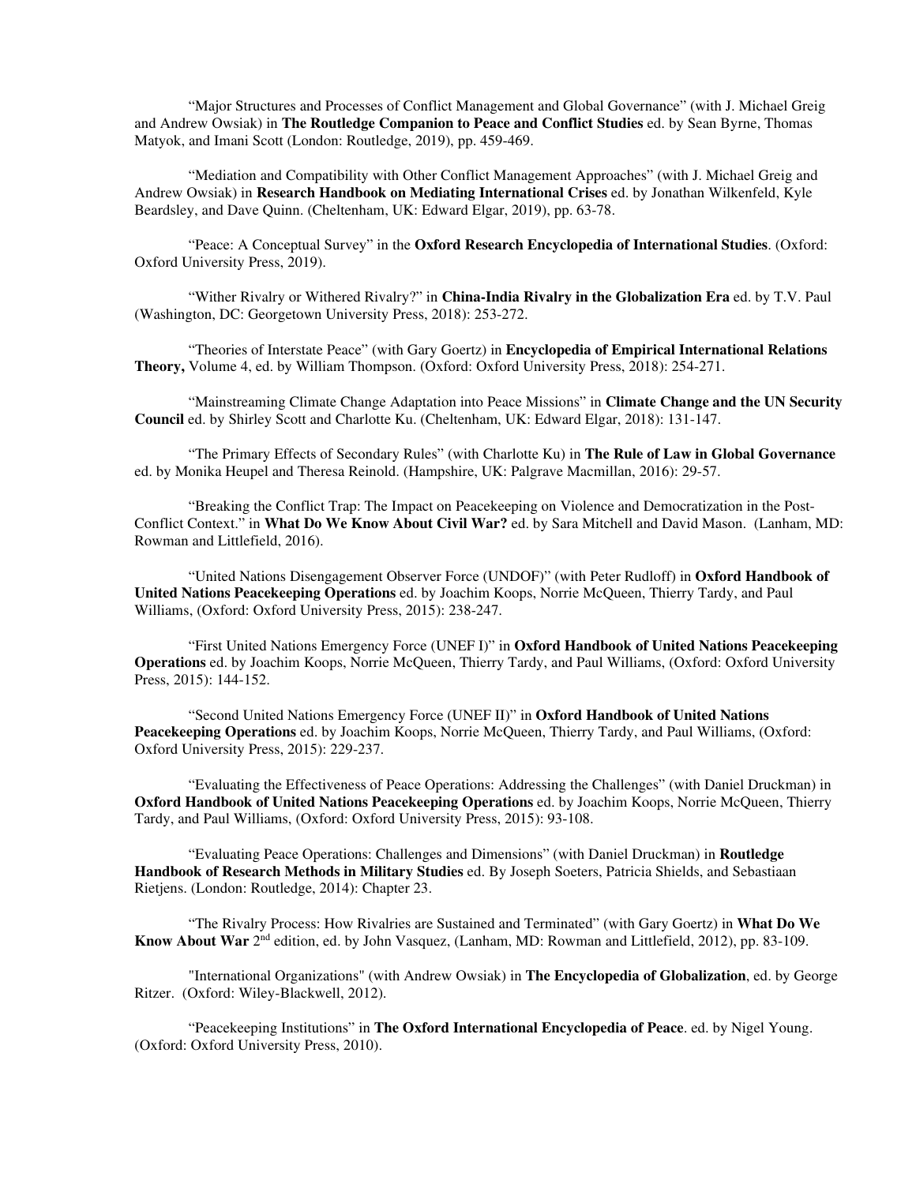"Major Structures and Processes of Conflict Management and Global Governance" (with J. Michael Greig and Andrew Owsiak) in **The Routledge Companion to Peace and Conflict Studies** ed. by Sean Byrne, Thomas Matyok, and Imani Scott (London: Routledge, 2019), pp. 459-469.

"Mediation and Compatibility with Other Conflict Management Approaches" (with J. Michael Greig and Andrew Owsiak) in **Research Handbook on Mediating International Crises** ed. by Jonathan Wilkenfeld, Kyle Beardsley, and Dave Quinn. (Cheltenham, UK: Edward Elgar, 2019), pp. 63-78.

"Peace: A Conceptual Survey" in the **Oxford Research Encyclopedia of International Studies**. (Oxford: Oxford University Press, 2019).

"Wither Rivalry or Withered Rivalry?" in **China-India Rivalry in the Globalization Era** ed. by T.V. Paul (Washington, DC: Georgetown University Press, 2018): 253-272.

"Theories of Interstate Peace" (with Gary Goertz) in **Encyclopedia of Empirical International Relations Theory,** Volume 4, ed. by William Thompson. (Oxford: Oxford University Press, 2018): 254-271.

"Mainstreaming Climate Change Adaptation into Peace Missions" in **Climate Change and the UN Security Council** ed. by Shirley Scott and Charlotte Ku. (Cheltenham, UK: Edward Elgar, 2018): 131-147.

"The Primary Effects of Secondary Rules" (with Charlotte Ku) in **The Rule of Law in Global Governance** ed. by Monika Heupel and Theresa Reinold. (Hampshire, UK: Palgrave Macmillan, 2016): 29-57.

"Breaking the Conflict Trap: The Impact on Peacekeeping on Violence and Democratization in the Post-Conflict Context." in **What Do We Know About Civil War?** ed. by Sara Mitchell and David Mason. (Lanham, MD: Rowman and Littlefield, 2016).

"United Nations Disengagement Observer Force (UNDOF)" (with Peter Rudloff) in **Oxford Handbook of United Nations Peacekeeping Operations** ed. by Joachim Koops, Norrie McQueen, Thierry Tardy, and Paul Williams, (Oxford: Oxford University Press, 2015): 238-247.

"First United Nations Emergency Force (UNEF I)" in **Oxford Handbook of United Nations Peacekeeping Operations** ed. by Joachim Koops, Norrie McQueen, Thierry Tardy, and Paul Williams, (Oxford: Oxford University Press, 2015): 144-152.

"Second United Nations Emergency Force (UNEF II)" in **Oxford Handbook of United Nations Peacekeeping Operations** ed. by Joachim Koops, Norrie McQueen, Thierry Tardy, and Paul Williams, (Oxford: Oxford University Press, 2015): 229-237.

"Evaluating the Effectiveness of Peace Operations: Addressing the Challenges" (with Daniel Druckman) in **Oxford Handbook of United Nations Peacekeeping Operations** ed. by Joachim Koops, Norrie McQueen, Thierry Tardy, and Paul Williams, (Oxford: Oxford University Press, 2015): 93-108.

"Evaluating Peace Operations: Challenges and Dimensions" (with Daniel Druckman) in **Routledge Handbook of Research Methods in Military Studies** ed. By Joseph Soeters, Patricia Shields, and Sebastiaan Rietjens. (London: Routledge, 2014): Chapter 23.

"The Rivalry Process: How Rivalries are Sustained and Terminated" (with Gary Goertz) in **What Do We Know About War** 2nd edition, ed. by John Vasquez, (Lanham, MD: Rowman and Littlefield, 2012), pp. 83-109.

"International Organizations" (with Andrew Owsiak) in **The Encyclopedia of Globalization**, ed. by George Ritzer. (Oxford: Wiley-Blackwell, 2012).

"Peacekeeping Institutions" in **The Oxford International Encyclopedia of Peace**. ed. by Nigel Young. (Oxford: Oxford University Press, 2010).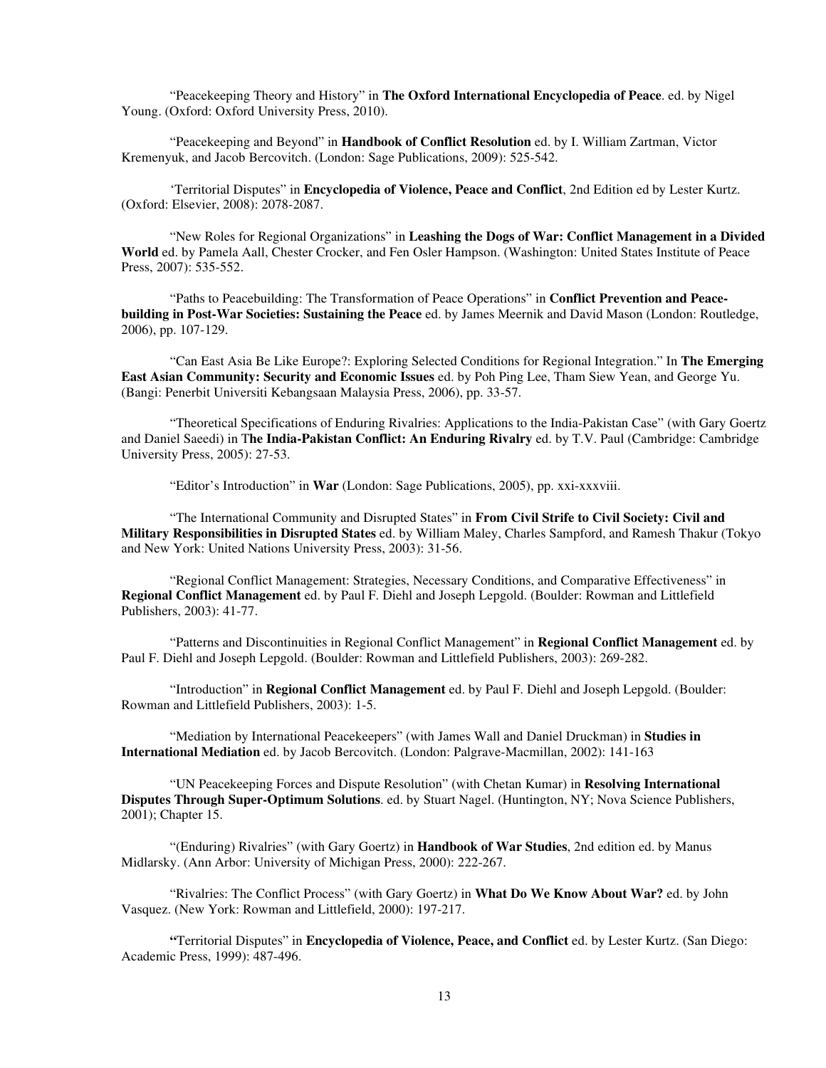"Peacekeeping Theory and History" in **The Oxford International Encyclopedia of Peace**. ed. by Nigel Young. (Oxford: Oxford University Press, 2010).

"Peacekeeping and Beyond" in **Handbook of Conflict Resolution** ed. by I. William Zartman, Victor Kremenyuk, and Jacob Bercovitch. (London: Sage Publications, 2009): 525-542.

'Territorial Disputes" in **Encyclopedia of Violence, Peace and Conflict**, 2nd Edition ed by Lester Kurtz. (Oxford: Elsevier, 2008): 2078-2087.

"New Roles for Regional Organizations" in **Leashing the Dogs of War: Conflict Management in a Divided World** ed. by Pamela Aall, Chester Crocker, and Fen Osler Hampson. (Washington: United States Institute of Peace Press, 2007): 535-552.

"Paths to Peacebuilding: The Transformation of Peace Operations" in **Conflict Prevention and Peace-building in Post-War Societies: Sustaining the Peace** ed. by James Meernik and David Mason (London: Routledge, 2006), pp. 107-129.

"Can East Asia Be Like Europe?: Exploring Selected Conditions for Regional Integration." In **The Emerging East Asian Community: Security and Economic Issues** ed. by Poh Ping Lee, Tham Siew Yean, and George Yu. (Bangi: Penerbit Universiti Kebangsaan Malaysia Press, 2006), pp. 33-57.

"Theoretical Specifications of Enduring Rivalries: Applications to the India-Pakistan Case" (with Gary Goertz and Daniel Saeedi) in T**he India-Pakistan Conflict: An Enduring Rivalry** ed. by T.V. Paul (Cambridge: Cambridge University Press, 2005): 27-53.

"Editor's Introduction" in **War** (London: Sage Publications, 2005), pp. xxi-xxxviii.

"The International Community and Disrupted States" in **From Civil Strife to Civil Society: Civil and Military Responsibilities in Disrupted States** ed. by William Maley, Charles Sampford, and Ramesh Thakur (Tokyo and New York: United Nations University Press, 2003): 31-56.

"Regional Conflict Management: Strategies, Necessary Conditions, and Comparative Effectiveness" in **Regional Conflict Management** ed. by Paul F. Diehl and Joseph Lepgold. (Boulder: Rowman and Littlefield Publishers, 2003): 41-77.

"Patterns and Discontinuities in Regional Conflict Management" in **Regional Conflict Management** ed. by Paul F. Diehl and Joseph Lepgold. (Boulder: Rowman and Littlefield Publishers, 2003): 269-282.

"Introduction" in **Regional Conflict Management** ed. by Paul F. Diehl and Joseph Lepgold. (Boulder: Rowman and Littlefield Publishers, 2003): 1-5.

"Mediation by International Peacekeepers" (with James Wall and Daniel Druckman) in **Studies in International Mediation** ed. by Jacob Bercovitch. (London: Palgrave-Macmillan, 2002): 141-163

"UN Peacekeeping Forces and Dispute Resolution" (with Chetan Kumar) in **Resolving International Disputes Through Super-Optimum Solutions**. ed. by Stuart Nagel. (Huntington, NY; Nova Science Publishers, 2001); Chapter 15.

"(Enduring) Rivalries" (with Gary Goertz) in **Handbook of War Studies**, 2nd edition ed. by Manus Midlarsky. (Ann Arbor: University of Michigan Press, 2000): 222-267.

"Rivalries: The Conflict Process" (with Gary Goertz) in **What Do We Know About War?** ed. by John Vasquez. (New York: Rowman and Littlefield, 2000): 197-217.

**"**Territorial Disputes" in **Encyclopedia of Violence, Peace, and Conflict** ed. by Lester Kurtz. (San Diego: Academic Press, 1999): 487-496.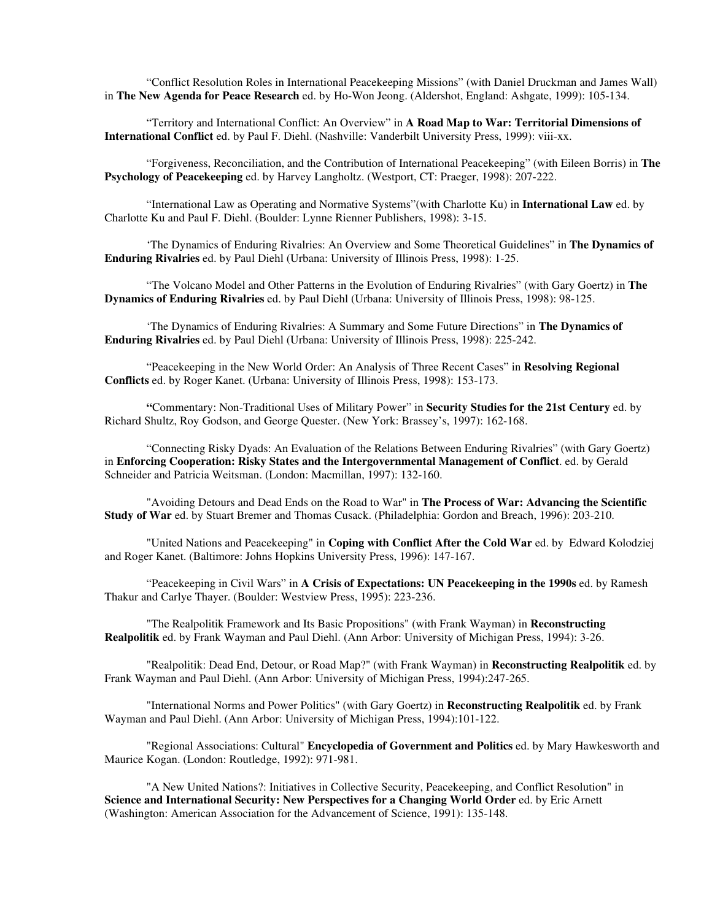"Conflict Resolution Roles in International Peacekeeping Missions" (with Daniel Druckman and James Wall) in **The New Agenda for Peace Research** ed. by Ho-Won Jeong. (Aldershot, England: Ashgate, 1999): 105-134.

"Territory and International Conflict: An Overview" in **A Road Map to War: Territorial Dimensions of International Conflict** ed. by Paul F. Diehl. (Nashville: Vanderbilt University Press, 1999): viii-xx.

"Forgiveness, Reconciliation, and the Contribution of International Peacekeeping" (with Eileen Borris) in **The Psychology of Peacekeeping** ed. by Harvey Langholtz. (Westport, CT: Praeger, 1998): 207-222.

"International Law as Operating and Normative Systems"(with Charlotte Ku) in **International Law** ed. by Charlotte Ku and Paul F. Diehl. (Boulder: Lynne Rienner Publishers, 1998): 3-15.

'The Dynamics of Enduring Rivalries: An Overview and Some Theoretical Guidelines" in **The Dynamics of Enduring Rivalries** ed. by Paul Diehl (Urbana: University of Illinois Press, 1998): 1-25.

"The Volcano Model and Other Patterns in the Evolution of Enduring Rivalries" (with Gary Goertz) in **The Dynamics of Enduring Rivalries** ed. by Paul Diehl (Urbana: University of Illinois Press, 1998): 98-125.

'The Dynamics of Enduring Rivalries: A Summary and Some Future Directions" in **The Dynamics of Enduring Rivalries** ed. by Paul Diehl (Urbana: University of Illinois Press, 1998): 225-242.

"Peacekeeping in the New World Order: An Analysis of Three Recent Cases" in **Resolving Regional Conflicts** ed. by Roger Kanet. (Urbana: University of Illinois Press, 1998): 153-173.

**"**Commentary: Non-Traditional Uses of Military Power" in **Security Studies for the 21st Century** ed. by Richard Shultz, Roy Godson, and George Quester. (New York: Brassey's, 1997): 162-168.

"Connecting Risky Dyads: An Evaluation of the Relations Between Enduring Rivalries" (with Gary Goertz) in **Enforcing Cooperation: Risky States and the Intergovernmental Management of Conflict**. ed. by Gerald Schneider and Patricia Weitsman. (London: Macmillan, 1997): 132-160.

"Avoiding Detours and Dead Ends on the Road to War" in **The Process of War: Advancing the Scientific Study of War** ed. by Stuart Bremer and Thomas Cusack. (Philadelphia: Gordon and Breach, 1996): 203-210.

"United Nations and Peacekeeping" in **Coping with Conflict After the Cold War** ed. by Edward Kolodziej and Roger Kanet. (Baltimore: Johns Hopkins University Press, 1996): 147-167.

"Peacekeeping in Civil Wars" in **A Crisis of Expectations: UN Peacekeeping in the 1990s** ed. by Ramesh Thakur and Carlye Thayer. (Boulder: Westview Press, 1995): 223-236.

"The Realpolitik Framework and Its Basic Propositions" (with Frank Wayman) in **Reconstructing Realpolitik** ed. by Frank Wayman and Paul Diehl. (Ann Arbor: University of Michigan Press, 1994): 3-26.

"Realpolitik: Dead End, Detour, or Road Map?" (with Frank Wayman) in **Reconstructing Realpolitik** ed. by Frank Wayman and Paul Diehl. (Ann Arbor: University of Michigan Press, 1994):247-265.

"International Norms and Power Politics" (with Gary Goertz) in **Reconstructing Realpolitik** ed. by Frank Wayman and Paul Diehl. (Ann Arbor: University of Michigan Press, 1994):101-122.

"Regional Associations: Cultural" **Encyclopedia of Government and Politics** ed. by Mary Hawkesworth and Maurice Kogan. (London: Routledge, 1992): 971-981.

"A New United Nations?: Initiatives in Collective Security, Peacekeeping, and Conflict Resolution" in **Science and International Security: New Perspectives for a Changing World Order** ed. by Eric Arnett (Washington: American Association for the Advancement of Science, 1991): 135-148.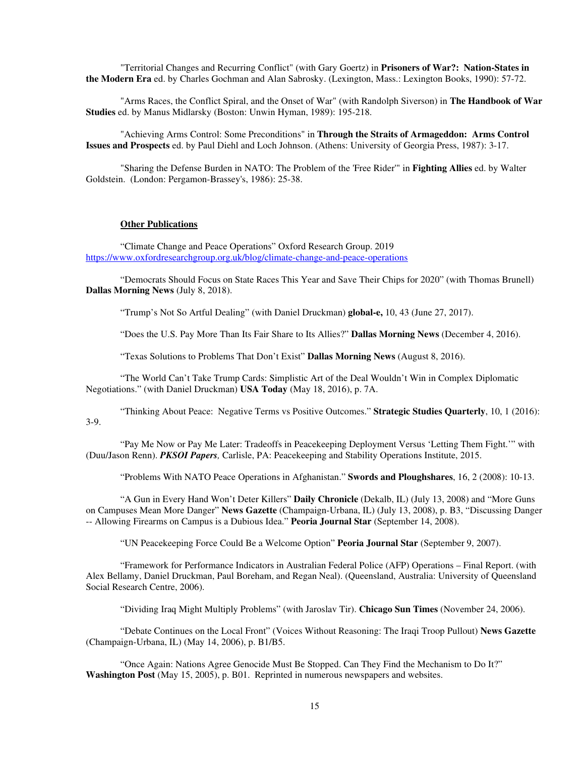"Territorial Changes and Recurring Conflict" (with Gary Goertz) in **Prisoners of War?: Nation-States in the Modern Era** ed. by Charles Gochman and Alan Sabrosky. (Lexington, Mass.: Lexington Books, 1990): 57-72.

"Arms Races, the Conflict Spiral, and the Onset of War" (with Randolph Siverson) in **The Handbook of War Studies** ed. by Manus Midlarsky (Boston: Unwin Hyman, 1989): 195-218.

"Achieving Arms Control: Some Preconditions" in **Through the Straits of Armageddon: Arms Control Issues and Prospects** ed. by Paul Diehl and Loch Johnson. (Athens: University of Georgia Press, 1987): 3-17.

"Sharing the Defense Burden in NATO: The Problem of the 'Free Rider'" in **Fighting Allies** ed. by Walter Goldstein. (London: Pergamon-Brassey's, 1986): 25-38.

**Other Publications**

"Climate Change and Peace Operations" Oxford Research Group. 2019 https://www.oxfordresearchgroup.org.uk/blog/climate-change-and-peace-operations

"Democrats Should Focus on State Races This Year and Save Their Chips for 2020" (with Thomas Brunell) **Dallas Morning News** (July 8, 2018).

"Trump's Not So Artful Dealing" (with Daniel Druckman) **global-e,** 10, 43 (June 27, 2017).

"Does the U.S. Pay More Than Its Fair Share to Its Allies?" **Dallas Morning News** (December 4, 2016).

"Texas Solutions to Problems That Don't Exist" **Dallas Morning News** (August 8, 2016).

"The World Can't Take Trump Cards: Simplistic Art of the Deal Wouldn't Win in Complex Diplomatic Negotiations." (with Daniel Druckman) **USA Today** (May 18, 2016), p. 7A.

"Thinking About Peace: Negative Terms vs Positive Outcomes." **Strategic Studies Quarterly**, 10, 1 (2016): 3-9.

"Pay Me Now or Pay Me Later: Tradeoffs in Peacekeeping Deployment Versus 'Letting Them Fight.'" with (Duu/Jason Renn). ***PKSOI Papers,*** Carlisle, PA: Peacekeeping and Stability Operations Institute, 2015.

"Problems With NATO Peace Operations in Afghanistan." **Swords and Ploughshares**, 16, 2 (2008): 10-13.

"A Gun in Every Hand Won't Deter Killers" **Daily Chronicle** (Dekalb, IL) (July 13, 2008) and "More Guns on Campuses Mean More Danger" **News Gazette** (Champaign-Urbana, IL) (July 13, 2008), p. B3, "Discussing Danger -- Allowing Firearms on Campus is a Dubious Idea." **Peoria Journal Star** (September 14, 2008).

"UN Peacekeeping Force Could Be a Welcome Option" **Peoria Journal Star** (September 9, 2007).

"Framework for Performance Indicators in Australian Federal Police (AFP) Operations – Final Report. (with Alex Bellamy, Daniel Druckman, Paul Boreham, and Regan Neal). (Queensland, Australia: University of Queensland Social Research Centre, 2006).

"Dividing Iraq Might Multiply Problems" (with Jaroslav Tir). **Chicago Sun Times** (November 24, 2006).

"Debate Continues on the Local Front" (Voices Without Reasoning: The Iraqi Troop Pullout) **News Gazette** (Champaign-Urbana, IL) (May 14, 2006), p. B1/B5.

"Once Again: Nations Agree Genocide Must Be Stopped. Can They Find the Mechanism to Do It?" **Washington Post** (May 15, 2005), p. B01. Reprinted in numerous newspapers and websites.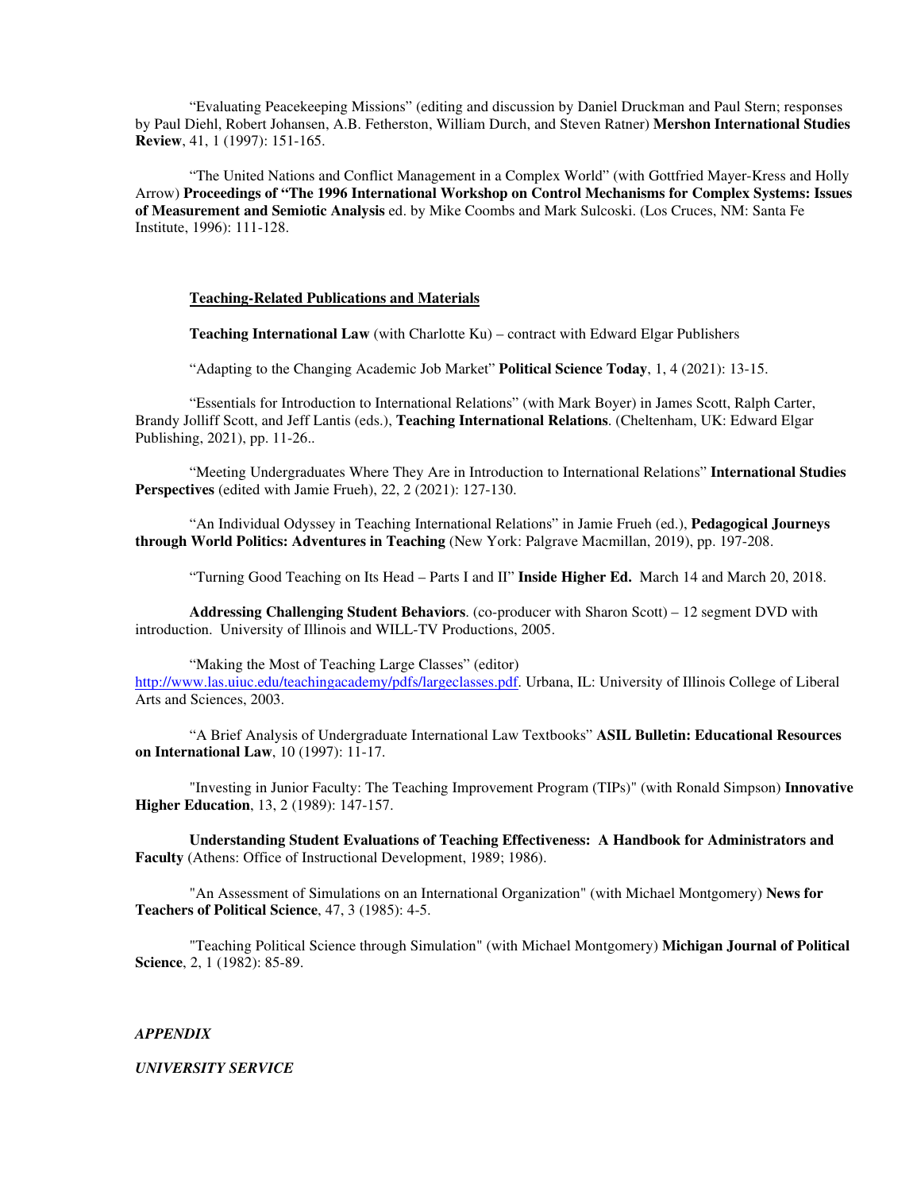"Evaluating Peacekeeping Missions" (editing and discussion by Daniel Druckman and Paul Stern; responses by Paul Diehl, Robert Johansen, A.B. Fetherston, William Durch, and Steven Ratner) **Mershon International Studies Review**, 41, 1 (1997): 151-165.

"The United Nations and Conflict Management in a Complex World" (with Gottfried Mayer-Kress and Holly Arrow) **Proceedings of "The 1996 International Workshop on Control Mechanisms for Complex Systems: Issues of Measurement and Semiotic Analysis** ed. by Mike Coombs and Mark Sulcoski. (Los Cruces, NM: Santa Fe Institute, 1996): 111-128.

## Teaching-Related Publications and Materials

**Teaching International Law** (with Charlotte Ku) – contract with Edward Elgar Publishers

"Adapting to the Changing Academic Job Market" **Political Science Today**, 1, 4 (2021): 13-15.

"Essentials for Introduction to International Relations" (with Mark Boyer) in James Scott, Ralph Carter, Brandy Jolliff Scott, and Jeff Lantis (eds.), **Teaching International Relations**. (Cheltenham, UK: Edward Elgar Publishing, 2021), pp. 11-26..

"Meeting Undergraduates Where They Are in Introduction to International Relations" **International Studies Perspectives** (edited with Jamie Frueh), 22, 2 (2021): 127-130.

"An Individual Odyssey in Teaching International Relations" in Jamie Frueh (ed.), **Pedagogical Journeys through World Politics: Adventures in Teaching** (New York: Palgrave Macmillan, 2019), pp. 197-208.

"Turning Good Teaching on Its Head – Parts I and II" **Inside Higher Ed.** March 14 and March 20, 2018.

**Addressing Challenging Student Behaviors**. (co-producer with Sharon Scott) – 12 segment DVD with introduction. University of Illinois and WILL-TV Productions, 2005.

"Making the Most of Teaching Large Classes" (editor) http://www.las.uiuc.edu/teachingacademy/pdfs/largeclasses.pdf. Urbana, IL: University of Illinois College of Liberal Arts and Sciences, 2003.

"A Brief Analysis of Undergraduate International Law Textbooks" **ASIL Bulletin: Educational Resources on International Law**, 10 (1997): 11-17.

"Investing in Junior Faculty: The Teaching Improvement Program (TIPs)" (with Ronald Simpson) **Innovative Higher Education**, 13, 2 (1989): 147-157.

**Understanding Student Evaluations of Teaching Effectiveness: A Handbook for Administrators and Faculty** (Athens: Office of Instructional Development, 1989; 1986).

"An Assessment of Simulations on an International Organization" (with Michael Montgomery) **News for Teachers of Political Science**, 47, 3 (1985): 4-5.

"Teaching Political Science through Simulation" (with Michael Montgomery) **Michigan Journal of Political Science**, 2, 1 (1982): 85-89.

***APPENDIX***

***UNIVERSITY SERVICE***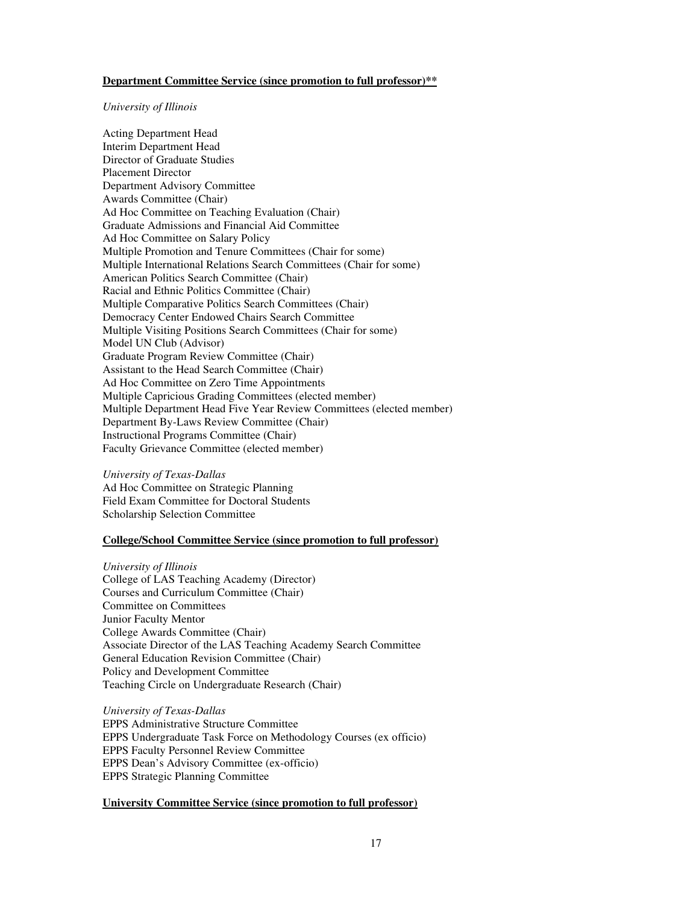**Department Committee Service (since promotion to full professor)\*\***

*University of Illinois*

Acting Department Head
Interim Department Head
Director of Graduate Studies
Placement Director
Department Advisory Committee
Awards Committee (Chair)
Ad Hoc Committee on Teaching Evaluation (Chair)
Graduate Admissions and Financial Aid Committee
Ad Hoc Committee on Salary Policy
Multiple Promotion and Tenure Committees (Chair for some)
Multiple International Relations Search Committees (Chair for some)
American Politics Search Committee (Chair)
Racial and Ethnic Politics Committee (Chair)
Multiple Comparative Politics Search Committees (Chair)
Democracy Center Endowed Chairs Search Committee
Multiple Visiting Positions Search Committees (Chair for some)
Model UN Club (Advisor)
Graduate Program Review Committee (Chair)
Assistant to the Head Search Committee (Chair)
Ad Hoc Committee on Zero Time Appointments
Multiple Capricious Grading Committees (elected member)
Multiple Department Head Five Year Review Committees (elected member)
Department By-Laws Review Committee (Chair)
Instructional Programs Committee (Chair)
Faculty Grievance Committee (elected member)

*University of Texas-Dallas*
Ad Hoc Committee on Strategic Planning
Field Exam Committee for Doctoral Students
Scholarship Selection Committee

**College/School Committee Service (since promotion to full professor)**

*University of Illinois*
College of LAS Teaching Academy (Director)
Courses and Curriculum Committee (Chair)
Committee on Committees
Junior Faculty Mentor
College Awards Committee (Chair)
Associate Director of the LAS Teaching Academy Search Committee
General Education Revision Committee (Chair)
Policy and Development Committee
Teaching Circle on Undergraduate Research (Chair)

*University of Texas-Dallas*
EPPS Administrative Structure Committee
EPPS Undergraduate Task Force on Methodology Courses (ex officio)
EPPS Faculty Personnel Review Committee
EPPS Dean's Advisory Committee (ex-officio)
EPPS Strategic Planning Committee

**University Committee Service (since promotion to full professor)**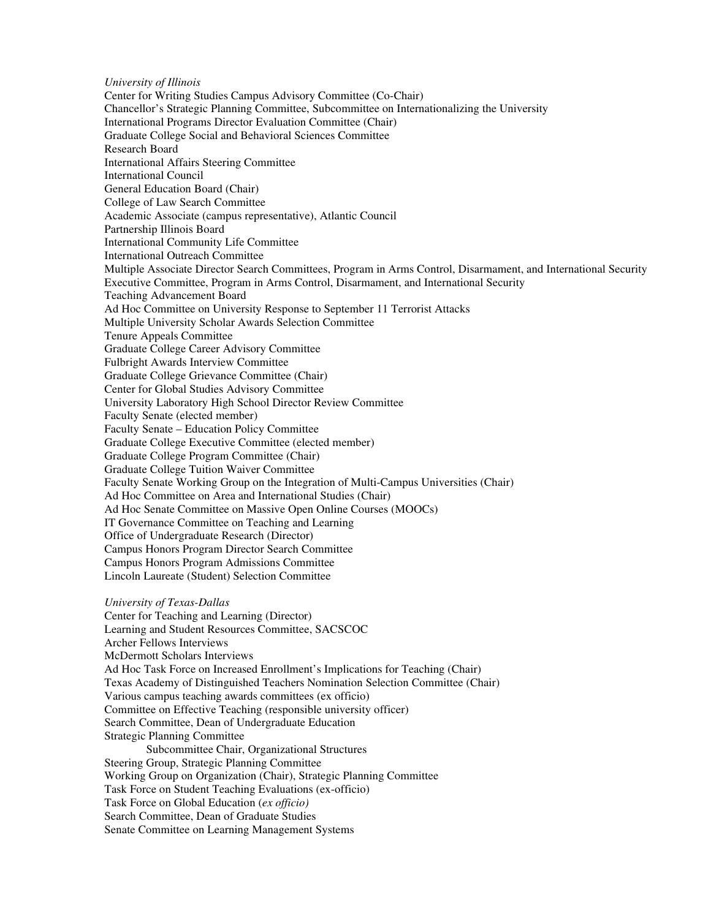*University of Illinois*

Center for Writing Studies Campus Advisory Committee (Co-Chair)
Chancellor's Strategic Planning Committee, Subcommittee on Internationalizing the University
International Programs Director Evaluation Committee (Chair)
Graduate College Social and Behavioral Sciences Committee
Research Board
International Affairs Steering Committee
International Council
General Education Board (Chair)
College of Law Search Committee
Academic Associate (campus representative), Atlantic Council
Partnership Illinois Board
International Community Life Committee
International Outreach Committee
Multiple Associate Director Search Committees, Program in Arms Control, Disarmament, and International Security
Executive Committee, Program in Arms Control, Disarmament, and International Security
Teaching Advancement Board
Ad Hoc Committee on University Response to September 11 Terrorist Attacks
Multiple University Scholar Awards Selection Committee
Tenure Appeals Committee
Graduate College Career Advisory Committee
Fulbright Awards Interview Committee
Graduate College Grievance Committee (Chair)
Center for Global Studies Advisory Committee
University Laboratory High School Director Review Committee
Faculty Senate (elected member)
Faculty Senate – Education Policy Committee
Graduate College Executive Committee (elected member)
Graduate College Program Committee (Chair)
Graduate College Tuition Waiver Committee
Faculty Senate Working Group on the Integration of Multi-Campus Universities (Chair)
Ad Hoc Committee on Area and International Studies (Chair)
Ad Hoc Senate Committee on Massive Open Online Courses (MOOCs)
IT Governance Committee on Teaching and Learning
Office of Undergraduate Research (Director)
Campus Honors Program Director Search Committee
Campus Honors Program Admissions Committee
Lincoln Laureate (Student) Selection Committee

*University of Texas-Dallas*

Center for Teaching and Learning (Director)
Learning and Student Resources Committee, SACSCOC
Archer Fellows Interviews
McDermott Scholars Interviews
Ad Hoc Task Force on Increased Enrollment's Implications for Teaching (Chair)
Texas Academy of Distinguished Teachers Nomination Selection Committee (Chair)
Various campus teaching awards committees (ex officio)
Committee on Effective Teaching (responsible university officer)
Search Committee, Dean of Undergraduate Education
Strategic Planning Committee
    Subcommittee Chair, Organizational Structures
Steering Group, Strategic Planning Committee
Working Group on Organization (Chair), Strategic Planning Committee
Task Force on Student Teaching Evaluations (ex-officio)
Task Force on Global Education (*ex officio)*
Search Committee, Dean of Graduate Studies
Senate Committee on Learning Management Systems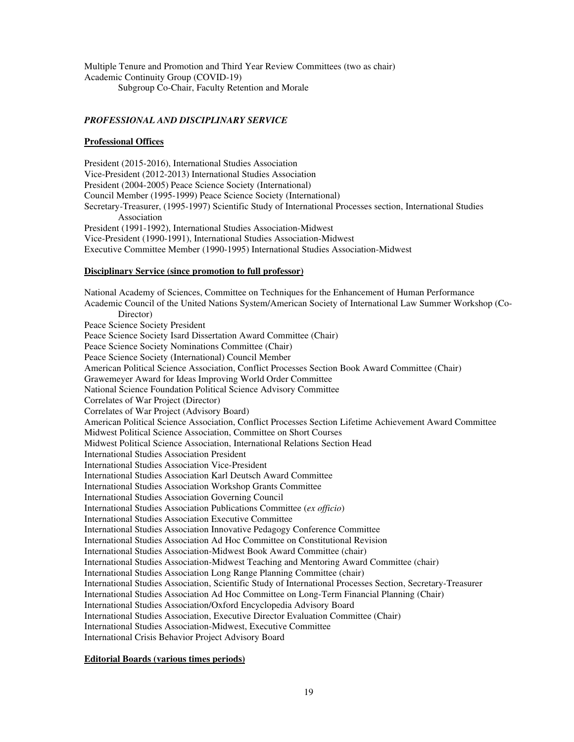Multiple Tenure and Promotion and Third Year Review Committees (two as chair)
Academic Continuity Group (COVID-19)
    Subgroup Co-Chair, Faculty Retention and Morale

### *PROFESSIONAL AND DISCIPLINARY SERVICE*

#### Professional Offices

President (2015-2016), International Studies Association
Vice-President (2012-2013) International Studies Association
President (2004-2005) Peace Science Society (International)
Council Member (1995-1999) Peace Science Society (International)
Secretary-Treasurer, (1995-1997) Scientific Study of International Processes section, International Studies Association
President (1991-1992), International Studies Association-Midwest
Vice-President (1990-1991), International Studies Association-Midwest
Executive Committee Member (1990-1995) International Studies Association-Midwest

#### Disciplinary Service (since promotion to full professor)

National Academy of Sciences, Committee on Techniques for the Enhancement of Human Performance
Academic Council of the United Nations System/American Society of International Law Summer Workshop (Co-Director)
Peace Science Society President
Peace Science Society Isard Dissertation Award Committee (Chair)
Peace Science Society Nominations Committee (Chair)
Peace Science Society (International) Council Member
American Political Science Association, Conflict Processes Section Book Award Committee (Chair)
Grawemeyer Award for Ideas Improving World Order Committee
National Science Foundation Political Science Advisory Committee
Correlates of War Project (Director)
Correlates of War Project (Advisory Board)
American Political Science Association, Conflict Processes Section Lifetime Achievement Award Committee
Midwest Political Science Association, Committee on Short Courses
Midwest Political Science Association, International Relations Section Head
International Studies Association President
International Studies Association Vice-President
International Studies Association Karl Deutsch Award Committee
International Studies Association Workshop Grants Committee
International Studies Association Governing Council
International Studies Association Publications Committee (*ex officio*)
International Studies Association Executive Committee
International Studies Association Innovative Pedagogy Conference Committee
International Studies Association Ad Hoc Committee on Constitutional Revision
International Studies Association-Midwest Book Award Committee (chair)
International Studies Association-Midwest Teaching and Mentoring Award Committee (chair)
International Studies Association Long Range Planning Committee (chair)
International Studies Association, Scientific Study of International Processes Section, Secretary-Treasurer
International Studies Association Ad Hoc Committee on Long-Term Financial Planning (Chair)
International Studies Association/Oxford Encyclopedia Advisory Board
International Studies Association, Executive Director Evaluation Committee (Chair)
International Studies Association-Midwest, Executive Committee
International Crisis Behavior Project Advisory Board

#### Editorial Boards (various times periods)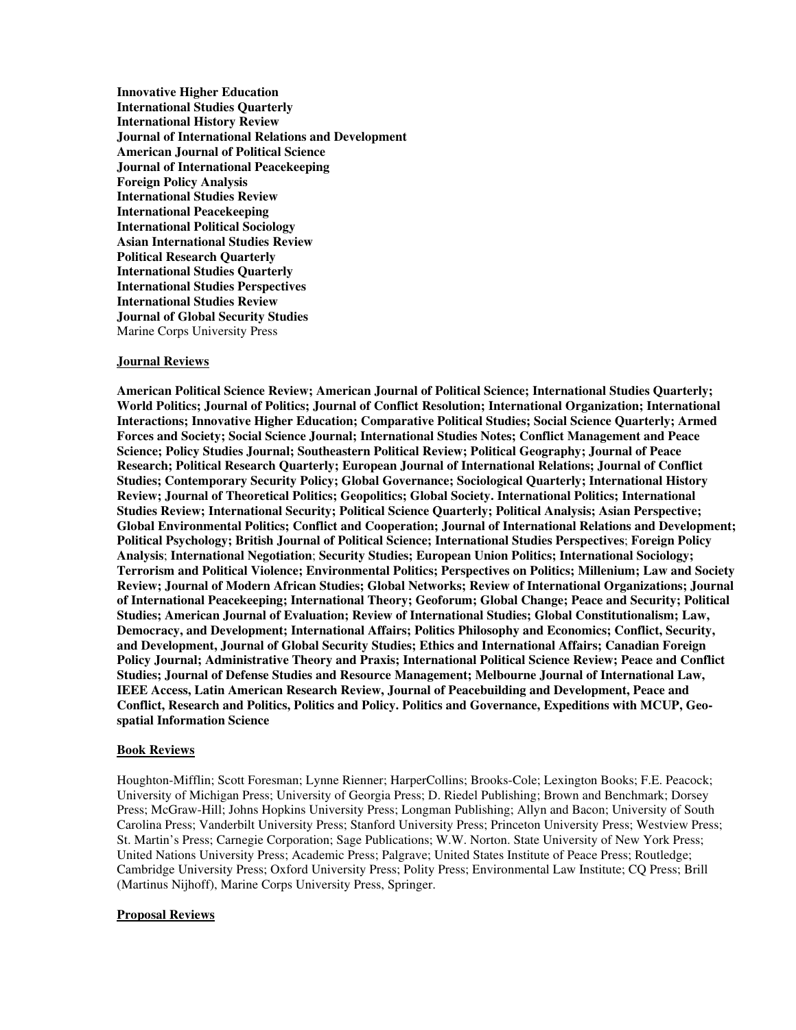**Innovative Higher Education**
**International Studies Quarterly**
**International History Review**
**Journal of International Relations and Development**
**American Journal of Political Science**
**Journal of International Peacekeeping**
**Foreign Policy Analysis**
**International Studies Review**
**International Peacekeeping**
**International Political Sociology**
**Asian International Studies Review**
**Political Research Quarterly**
**International Studies Quarterly**
**International Studies Perspectives**
**International Studies Review**
**Journal of Global Security Studies**
Marine Corps University Press

## Journal Reviews

**American Political Science Review; American Journal of Political Science; International Studies Quarterly; World Politics; Journal of Politics; Journal of Conflict Resolution; International Organization; International Interactions; Innovative Higher Education; Comparative Political Studies; Social Science Quarterly; Armed Forces and Society; Social Science Journal; International Studies Notes; Conflict Management and Peace Science; Policy Studies Journal; Southeastern Political Review; Political Geography; Journal of Peace Research; Political Research Quarterly; European Journal of International Relations; Journal of Conflict Studies; Contemporary Security Policy; Global Governance; Sociological Quarterly; International History Review; Journal of Theoretical Politics; Geopolitics; Global Society. International Politics; International Studies Review; International Security; Political Science Quarterly; Political Analysis; Asian Perspective; Global Environmental Politics; Conflict and Cooperation; Journal of International Relations and Development; Political Psychology; British Journal of Political Science; International Studies Perspectives**; **Foreign Policy Analysis**; **International Negotiation**; **Security Studies; European Union Politics; International Sociology; Terrorism and Political Violence; Environmental Politics; Perspectives on Politics; Millenium; Law and Society Review; Journal of Modern African Studies; Global Networks; Review of International Organizations; Journal of International Peacekeeping; International Theory; Geoforum; Global Change; Peace and Security; Political Studies; American Journal of Evaluation; Review of International Studies; Global Constitutionalism; Law, Democracy, and Development; International Affairs; Politics Philosophy and Economics; Conflict, Security, and Development, Journal of Global Security Studies; Ethics and International Affairs; Canadian Foreign Policy Journal; Administrative Theory and Praxis; International Political Science Review; Peace and Conflict Studies; Journal of Defense Studies and Resource Management; Melbourne Journal of International Law, IEEE Access, Latin American Research Review, Journal of Peacebuilding and Development, Peace and Conflict, Research and Politics, Politics and Policy. Politics and Governance, Expeditions with MCUP, Geo-spatial Information Science**

## Book Reviews

Houghton-Mifflin; Scott Foresman; Lynne Rienner; HarperCollins; Brooks-Cole; Lexington Books; F.E. Peacock; University of Michigan Press; University of Georgia Press; D. Riedel Publishing; Brown and Benchmark; Dorsey Press; McGraw-Hill; Johns Hopkins University Press; Longman Publishing; Allyn and Bacon; University of South Carolina Press; Vanderbilt University Press; Stanford University Press; Princeton University Press; Westview Press; St. Martin's Press; Carnegie Corporation; Sage Publications; W.W. Norton. State University of New York Press; United Nations University Press; Academic Press; Palgrave; United States Institute of Peace Press; Routledge; Cambridge University Press; Oxford University Press; Polity Press; Environmental Law Institute; CQ Press; Brill (Martinus Nijhoff), Marine Corps University Press, Springer.

## Proposal Reviews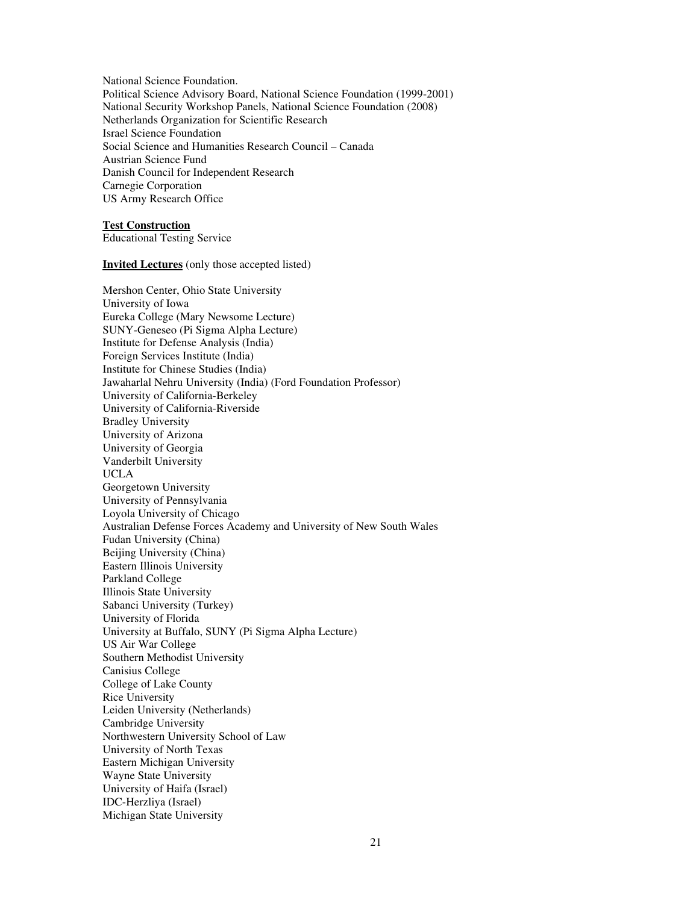National Science Foundation.
Political Science Advisory Board, National Science Foundation (1999-2001)
National Security Workshop Panels, National Science Foundation (2008)
Netherlands Organization for Scientific Research
Israel Science Foundation
Social Science and Humanities Research Council – Canada
Austrian Science Fund
Danish Council for Independent Research
Carnegie Corporation
US Army Research Office

**Test Construction**
Educational Testing Service

**Invited Lectures** (only those accepted listed)

Mershon Center, Ohio State University
University of Iowa
Eureka College (Mary Newsome Lecture)
SUNY-Geneseo (Pi Sigma Alpha Lecture)
Institute for Defense Analysis (India)
Foreign Services Institute (India)
Institute for Chinese Studies (India)
Jawaharlal Nehru University (India) (Ford Foundation Professor)
University of California-Berkeley
University of California-Riverside
Bradley University
University of Arizona
University of Georgia
Vanderbilt University
UCLA
Georgetown University
University of Pennsylvania
Loyola University of Chicago
Australian Defense Forces Academy and University of New South Wales
Fudan University (China)
Beijing University (China)
Eastern Illinois University
Parkland College
Illinois State University
Sabanci University (Turkey)
University of Florida
University at Buffalo, SUNY (Pi Sigma Alpha Lecture)
US Air War College
Southern Methodist University
Canisius College
College of Lake County
Rice University
Leiden University (Netherlands)
Cambridge University
Northwestern University School of Law
University of North Texas
Eastern Michigan University
Wayne State University
University of Haifa (Israel)
IDC-Herzliya (Israel)
Michigan State University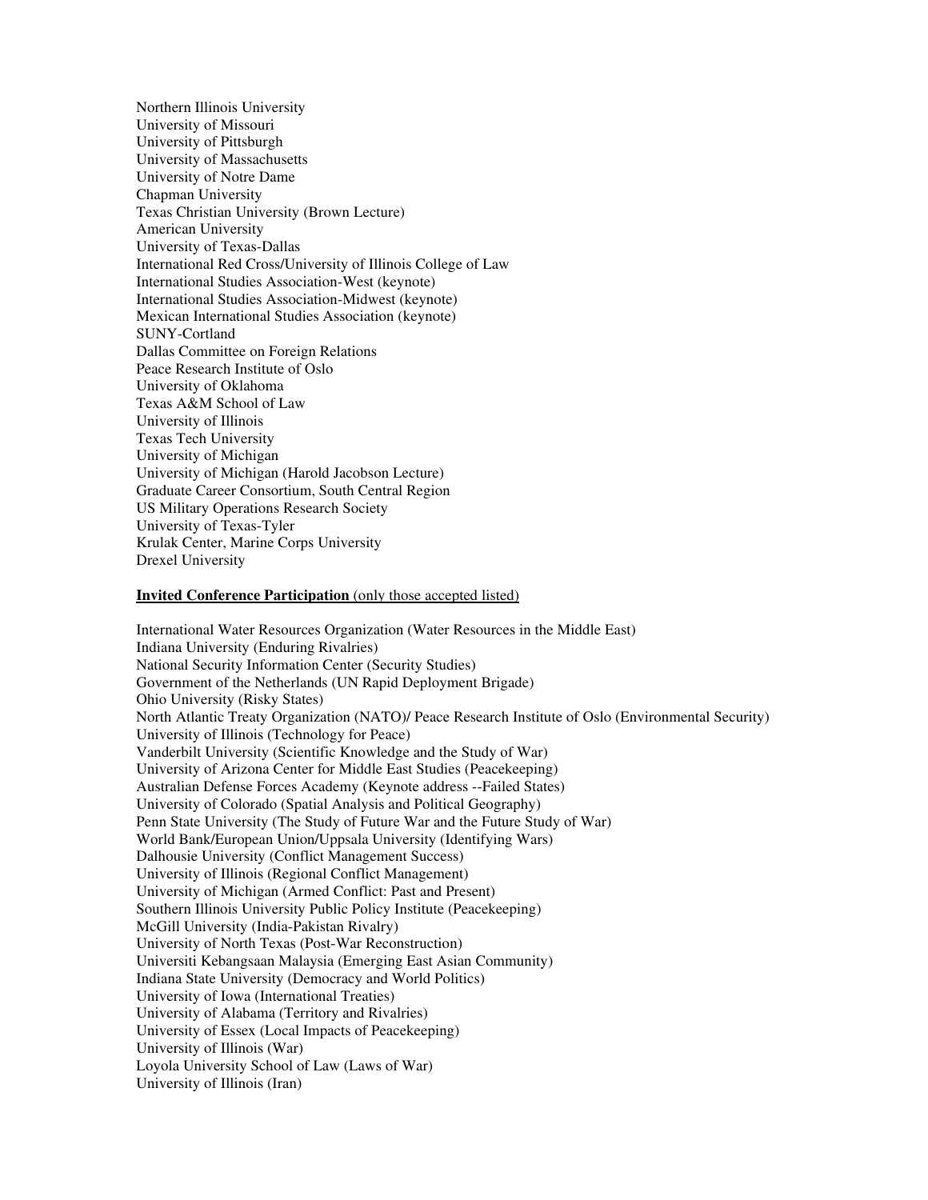Northern Illinois University
University of Missouri
University of Pittsburgh
University of Massachusetts
University of Notre Dame
Chapman University
Texas Christian University (Brown Lecture)
American University
University of Texas-Dallas
International Red Cross/University of Illinois College of Law
International Studies Association-West (keynote)
International Studies Association-Midwest (keynote)
Mexican International Studies Association (keynote)
SUNY-Cortland
Dallas Committee on Foreign Relations
Peace Research Institute of Oslo
University of Oklahoma
Texas A&M School of Law
University of Illinois
Texas Tech University
University of Michigan
University of Michigan (Harold Jacobson Lecture)
Graduate Career Consortium, South Central Region
US Military Operations Research Society
University of Texas-Tyler
Krulak Center, Marine Corps University
Drexel University

**Invited Conference Participation** (only those accepted listed)

International Water Resources Organization (Water Resources in the Middle East)
Indiana University (Enduring Rivalries)
National Security Information Center (Security Studies)
Government of the Netherlands (UN Rapid Deployment Brigade)
Ohio University (Risky States)
North Atlantic Treaty Organization (NATO)/ Peace Research Institute of Oslo (Environmental Security)
University of Illinois (Technology for Peace)
Vanderbilt University (Scientific Knowledge and the Study of War)
University of Arizona Center for Middle East Studies (Peacekeeping)
Australian Defense Forces Academy (Keynote address --Failed States)
University of Colorado (Spatial Analysis and Political Geography)
Penn State University (The Study of Future War and the Future Study of War)
World Bank/European Union/Uppsala University (Identifying Wars)
Dalhousie University (Conflict Management Success)
University of Illinois (Regional Conflict Management)
University of Michigan (Armed Conflict: Past and Present)
Southern Illinois University Public Policy Institute (Peacekeeping)
McGill University (India-Pakistan Rivalry)
University of North Texas (Post-War Reconstruction)
Universiti Kebangsaan Malaysia (Emerging East Asian Community)
Indiana State University (Democracy and World Politics)
University of Iowa (International Treaties)
University of Alabama (Territory and Rivalries)
University of Essex (Local Impacts of Peacekeeping)
University of Illinois (War)
Loyola University School of Law (Laws of War)
University of Illinois (Iran)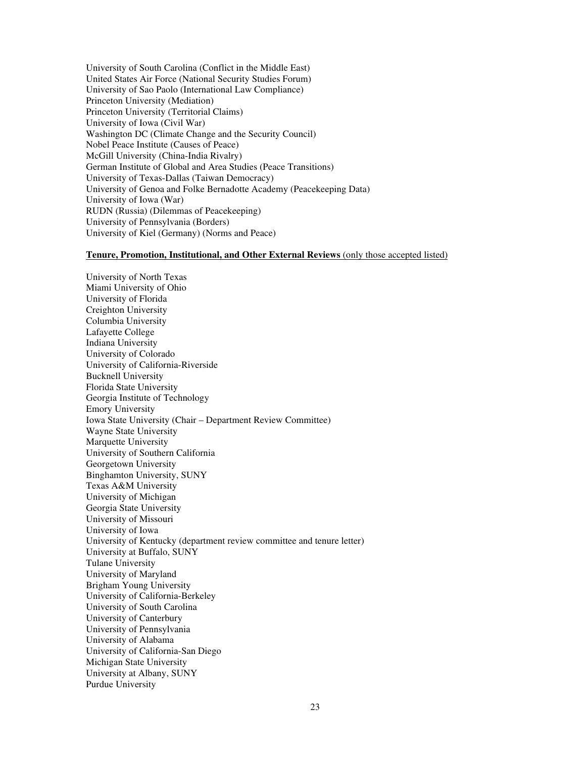University of South Carolina (Conflict in the Middle East)
United States Air Force (National Security Studies Forum)
University of Sao Paolo (International Law Compliance)
Princeton University (Mediation)
Princeton University (Territorial Claims)
University of Iowa (Civil War)
Washington DC (Climate Change and the Security Council)
Nobel Peace Institute (Causes of Peace)
McGill University (China-India Rivalry)
German Institute of Global and Area Studies (Peace Transitions)
University of Texas-Dallas (Taiwan Democracy)
University of Genoa and Folke Bernadotte Academy (Peacekeeping Data)
University of Iowa (War)
RUDN (Russia) (Dilemmas of Peacekeeping)
University of Pennsylvania (Borders)
University of Kiel (Germany) (Norms and Peace)

**Tenure, Promotion, Institutional, and Other External Reviews** (only those accepted listed)

University of North Texas
Miami University of Ohio
University of Florida
Creighton University
Columbia University
Lafayette College
Indiana University
University of Colorado
University of California-Riverside
Bucknell University
Florida State University
Georgia Institute of Technology
Emory University
Iowa State University (Chair – Department Review Committee)
Wayne State University
Marquette University
University of Southern California
Georgetown University
Binghamton University, SUNY
Texas A&M University
University of Michigan
Georgia State University
University of Missouri
University of Iowa
University of Kentucky (department review committee and tenure letter)
University at Buffalo, SUNY
Tulane University
University of Maryland
Brigham Young University
University of California-Berkeley
University of South Carolina
University of Canterbury
University of Pennsylvania
University of Alabama
University of California-San Diego
Michigan State University
University at Albany, SUNY
Purdue University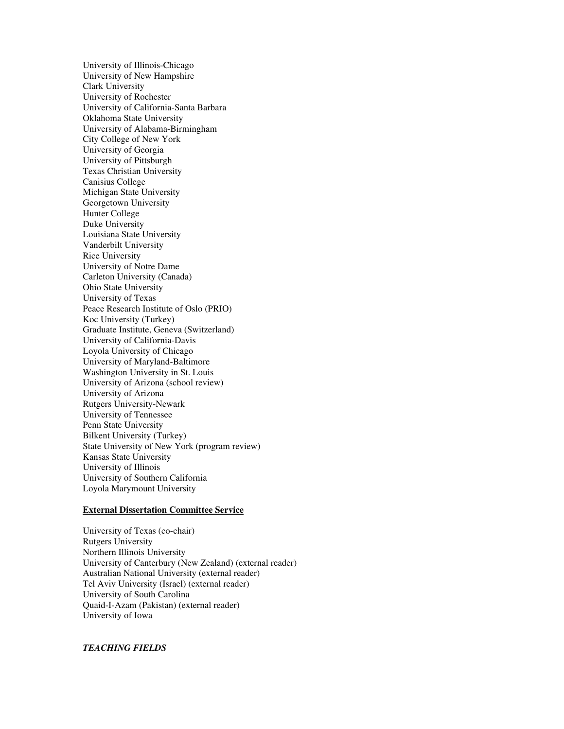University of Illinois-Chicago
University of New Hampshire
Clark University
University of Rochester
University of California-Santa Barbara
Oklahoma State University
University of Alabama-Birmingham
City College of New York
University of Georgia
University of Pittsburgh
Texas Christian University
Canisius College
Michigan State University
Georgetown University
Hunter College
Duke University
Louisiana State University
Vanderbilt University
Rice University
University of Notre Dame
Carleton University (Canada)
Ohio State University
University of Texas
Peace Research Institute of Oslo (PRIO)
Koc University (Turkey)
Graduate Institute, Geneva (Switzerland)
University of California-Davis
Loyola University of Chicago
University of Maryland-Baltimore
Washington University in St. Louis
University of Arizona (school review)
University of Arizona
Rutgers University-Newark
University of Tennessee
Penn State University
Bilkent University (Turkey)
State University of New York (program review)
Kansas State University
University of Illinois
University of Southern California
Loyola Marymount University

**External Dissertation Committee Service**

University of Texas (co-chair)
Rutgers University
Northern Illinois University
University of Canterbury (New Zealand) (external reader)
Australian National University (external reader)
Tel Aviv University (Israel) (external reader)
University of South Carolina
Quaid-I-Azam (Pakistan) (external reader)
University of Iowa

***TEACHING FIELDS***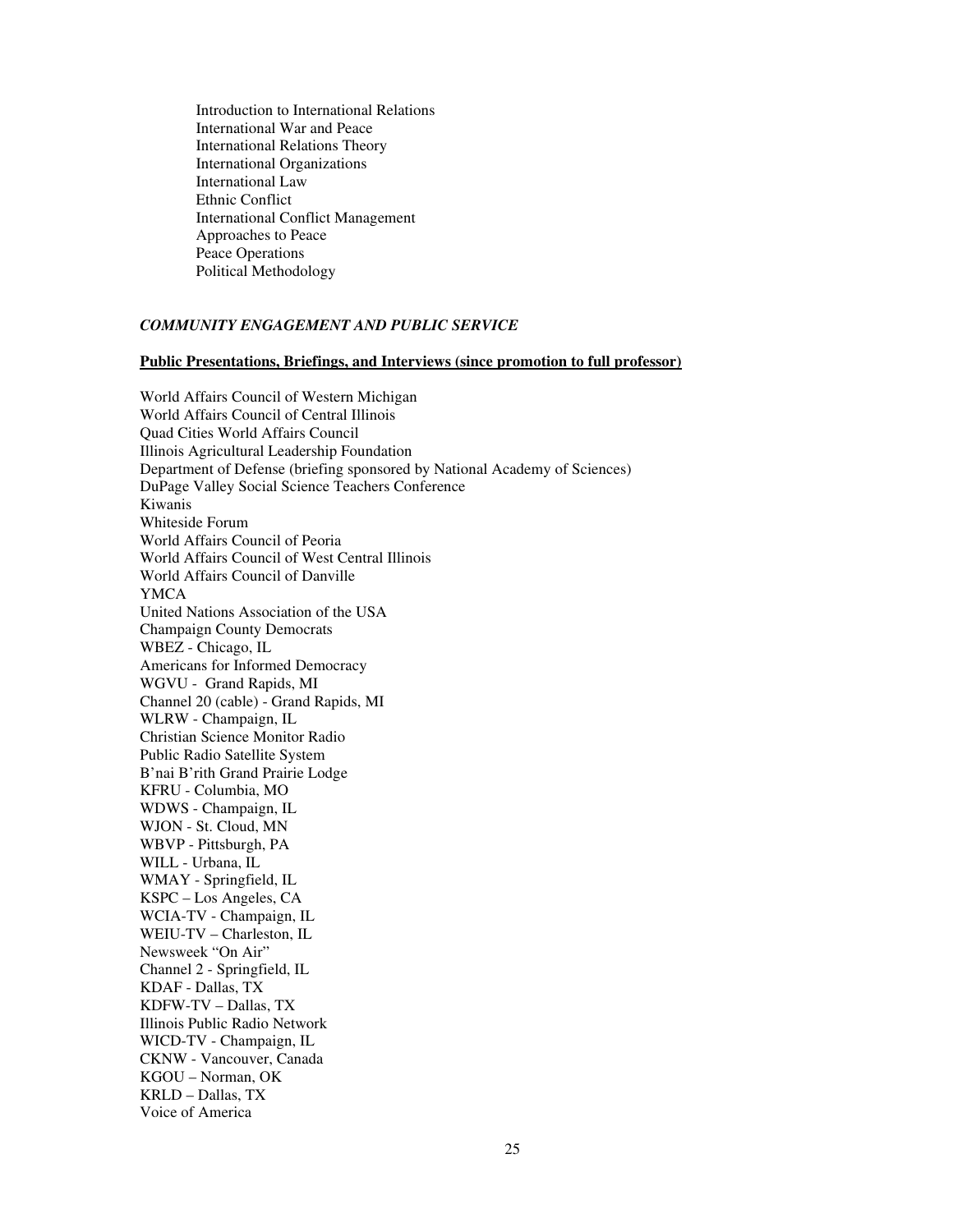Introduction to International Relations
International War and Peace
International Relations Theory
International Organizations
International Law
Ethnic Conflict
International Conflict Management
Approaches to Peace
Peace Operations
Political Methodology

***COMMUNITY ENGAGEMENT AND PUBLIC SERVICE***

**Public Presentations, Briefings, and Interviews (since promotion to full professor)**

World Affairs Council of Western Michigan
World Affairs Council of Central Illinois
Quad Cities World Affairs Council
Illinois Agricultural Leadership Foundation
Department of Defense (briefing sponsored by National Academy of Sciences)
DuPage Valley Social Science Teachers Conference
Kiwanis
Whiteside Forum
World Affairs Council of Peoria
World Affairs Council of West Central Illinois
World Affairs Council of Danville
YMCA
United Nations Association of the USA
Champaign County Democrats
WBEZ - Chicago, IL
Americans for Informed Democracy
WGVU - Grand Rapids, MI
Channel 20 (cable) - Grand Rapids, MI
WLRW - Champaign, IL
Christian Science Monitor Radio
Public Radio Satellite System
B'nai B'rith Grand Prairie Lodge
KFRU - Columbia, MO
WDWS - Champaign, IL
WJON - St. Cloud, MN
WBVP - Pittsburgh, PA
WILL - Urbana, IL
WMAY - Springfield, IL
KSPC – Los Angeles, CA
WCIA-TV - Champaign, IL
WEIU-TV – Charleston, IL
Newsweek "On Air"
Channel 2 - Springfield, IL
KDAF - Dallas, TX
KDFW-TV – Dallas, TX
Illinois Public Radio Network
WICD-TV - Champaign, IL
CKNW - Vancouver, Canada
KGOU – Norman, OK
KRLD – Dallas, TX
Voice of America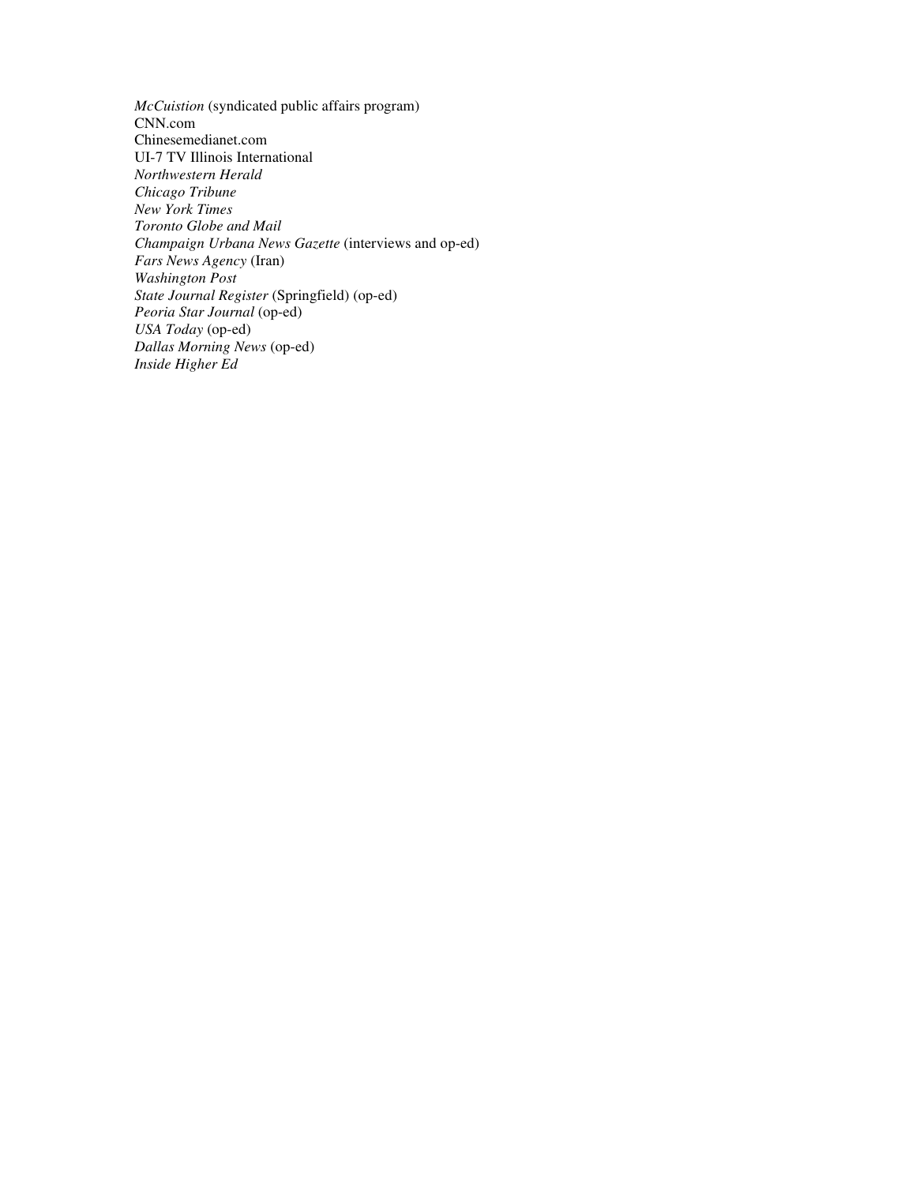*McCuistion* (syndicated public affairs program)
CNN.com
Chinesemedianet.com
UI-7 TV Illinois International
*Northwestern Herald*
*Chicago Tribune*
*New York Times*
*Toronto Globe and Mail*
*Champaign Urbana News Gazette* (interviews and op-ed)
*Fars News Agency* (Iran)
*Washington Post*
*State Journal Register* (Springfield) (op-ed)
*Peoria Star Journal* (op-ed)
*USA Today* (op-ed)
*Dallas Morning News* (op-ed)
*Inside Higher Ed*